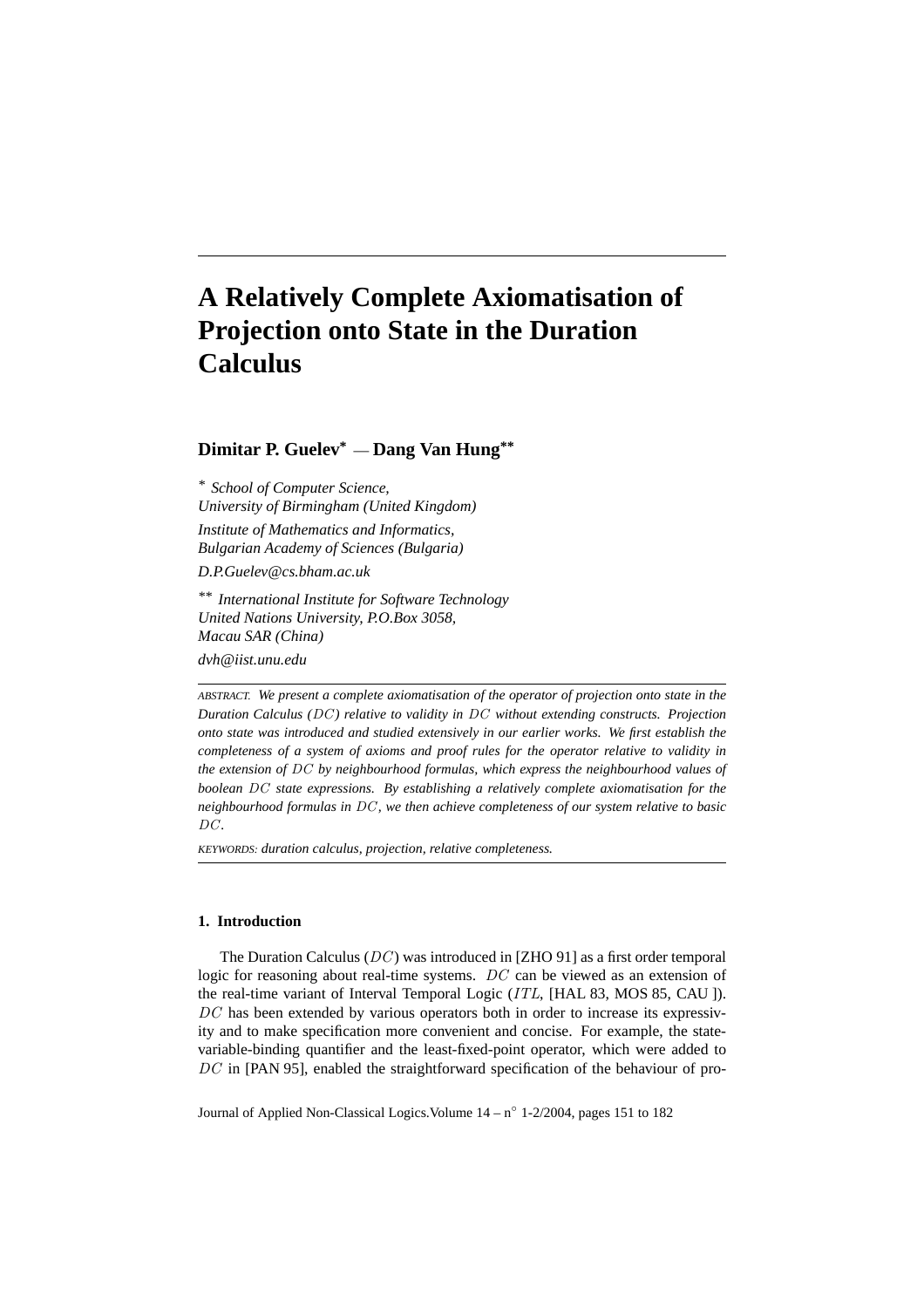# A Relatively Complete Axiomatisation of Projection onto State in the Duration Calculus

**Dimitar P. Guelev*** — **Dang Van Hung****

\* *School of Computer Science,*
*University of Birmingham (United Kingdom)*

*Institute of Mathematics and Informatics,*
*Bulgarian Academy of Sciences (Bulgaria)*

*D.P.Guelev@cs.bham.ac.uk*

\*\* *International Institute for Software Technology*
*United Nations University, P.O.Box 3058,*
*Macau SAR (China)*

*dvh@iist.unu.edu*

ABSTRACT. *We present a complete axiomatisation of the operator of projection onto state in the Duration Calculus ($DC$) relative to validity in $DC$ without extending constructs. Projection onto state was introduced and studied extensively in our earlier works. We first establish the completeness of a system of axioms and proof rules for the operator relative to validity in the extension of $DC$ by neighbourhood formulas, which express the neighbourhood values of boolean $DC$ state expressions. By establishing a relatively complete axiomatisation for the neighbourhood formulas in $DC$, we then achieve completeness of our system relative to basic $DC$.*

KEYWORDS: *duration calculus, projection, relative completeness.*

## 1. Introduction

The Duration Calculus ($DC$) was introduced in [ZHO 91] as a first order temporal logic for reasoning about real-time systems. $DC$ can be viewed as an extension of the real-time variant of Interval Temporal Logic ($ITL$, [HAL 83, MOS 85, CAU ]). $DC$ has been extended by various operators both in order to increase its expressivity and to make specification more convenient and concise. For example, the state-variable-binding quantifier and the least-fixed-point operator, which were added to $DC$ in [PAN 95], enabled the straightforward specification of the behaviour of pro-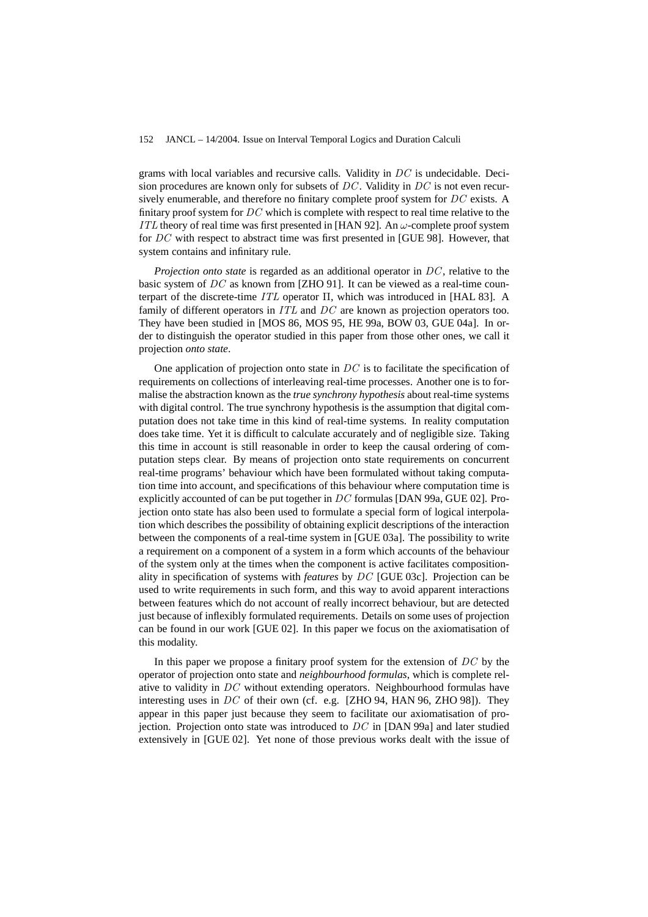grams with local variables and recursive calls. Validity in $DC$ is undecidable. Decision procedures are known only for subsets of $DC$. Validity in $DC$ is not even recursively enumerable, and therefore no finitary complete proof system for $DC$ exists. A finitary proof system for $DC$ which is complete with respect to real time relative to the $ITL$ theory of real time was first presented in [HAN 92]. An $\omega$-complete proof system for $DC$ with respect to abstract time was first presented in [GUE 98]. However, that system contains and infinitary rule.

*Projection onto state* is regarded as an additional operator in $DC$, relative to the basic system of $DC$ as known from [ZHO 91]. It can be viewed as a real-time counterpart of the discrete-time $ITL$ operator $\Pi$, which was introduced in [HAL 83]. A family of different operators in $ITL$ and $DC$ are known as projection operators too. They have been studied in [MOS 86, MOS 95, HE 99a, BOW 03, GUE 04a]. In order to distinguish the operator studied in this paper from those other ones, we call it projection *onto state*.

One application of projection onto state in $DC$ is to facilitate the specification of requirements on collections of interleaving real-time processes. Another one is to formalise the abstraction known as the *true synchrony hypothesis* about real-time systems with digital control. The true synchrony hypothesis is the assumption that digital computation does not take time in this kind of real-time systems. In reality computation does take time. Yet it is difficult to calculate accurately and of negligible size. Taking this time in account is still reasonable in order to keep the causal ordering of computation steps clear. By means of projection onto state requirements on concurrent real-time programs' behaviour which have been formulated without taking computation time into account, and specifications of this behaviour where computation time is explicitly accounted of can be put together in $DC$ formulas [DAN 99a, GUE 02]. Projection onto state has also been used to formulate a special form of logical interpolation which describes the possibility of obtaining explicit descriptions of the interaction between the components of a real-time system in [GUE 03a]. The possibility to write a requirement on a component of a system in a form which accounts of the behaviour of the system only at the times when the component is active facilitates compositionality in specification of systems with *features* by $DC$ [GUE 03c]. Projection can be used to write requirements in such form, and this way to avoid apparent interactions between features which do not account of really incorrect behaviour, but are detected just because of inflexibly formulated requirements. Details on some uses of projection can be found in our work [GUE 02]. In this paper we focus on the axiomatisation of this modality.

In this paper we propose a finitary proof system for the extension of $DC$ by the operator of projection onto state and *neighbourhood formulas*, which is complete relative to validity in $DC$ without extending operators. Neighbourhood formulas have interesting uses in $DC$ of their own (cf. e.g. [ZHO 94, HAN 96, ZHO 98]). They appear in this paper just because they seem to facilitate our axiomatisation of projection. Projection onto state was introduced to $DC$ in [DAN 99a] and later studied extensively in [GUE 02]. Yet none of those previous works dealt with the issue of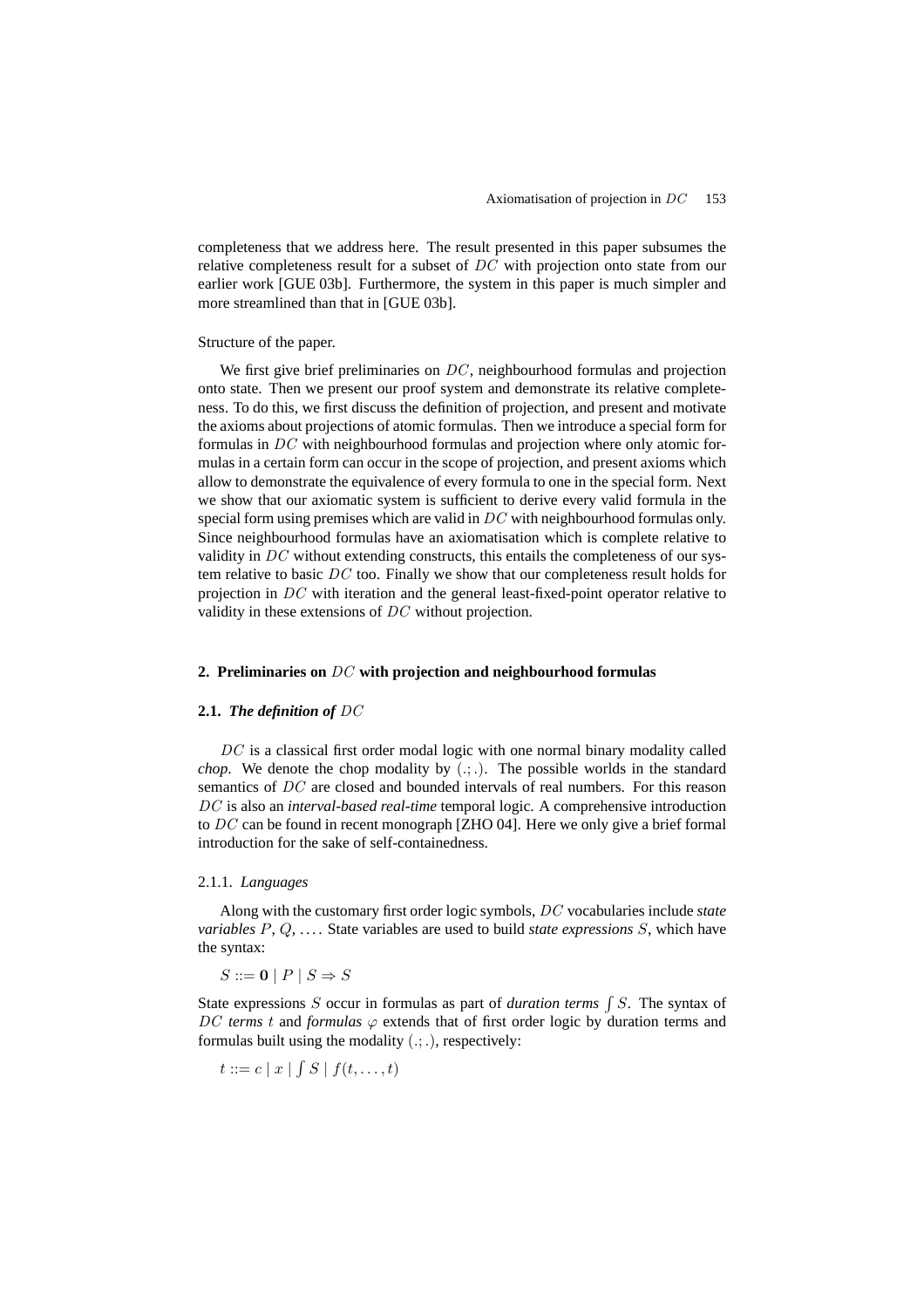completeness that we address here. The result presented in this paper subsumes the relative completeness result for a subset of $DC$ with projection onto state from our earlier work [GUE 03b]. Furthermore, the system in this paper is much simpler and more streamlined than that in [GUE 03b].

Structure of the paper.

We first give brief preliminaries on $DC$, neighbourhood formulas and projection onto state. Then we present our proof system and demonstrate its relative completeness. To do this, we first discuss the definition of projection, and present and motivate the axioms about projections of atomic formulas. Then we introduce a special form for formulas in $DC$ with neighbourhood formulas and projection where only atomic formulas in a certain form can occur in the scope of projection, and present axioms which allow to demonstrate the equivalence of every formula to one in the special form. Next we show that our axiomatic system is sufficient to derive every valid formula in the special form using premises which are valid in $DC$ with neighbourhood formulas only. Since neighbourhood formulas have an axiomatisation which is complete relative to validity in $DC$ without extending constructs, this entails the completeness of our system relative to basic $DC$ too. Finally we show that our completeness result holds for projection in $DC$ with iteration and the general least-fixed-point operator relative to validity in these extensions of $DC$ without projection.

## 2. Preliminaries on $DC$ with projection and neighbourhood formulas

### 2.1. *The definition of* $DC$

$DC$ is a classical first order modal logic with one normal binary modality called *chop*. We denote the chop modality by $(.;.)$. The possible worlds in the standard semantics of $DC$ are closed and bounded intervals of real numbers. For this reason $DC$ is also an *interval-based real-time* temporal logic. A comprehensive introduction to $DC$ can be found in recent monograph [ZHO 04]. Here we only give a brief formal introduction for the sake of self-containedness.

#### 2.1.1. *Languages*

Along with the customary first order logic symbols, $DC$ vocabularies include *state variables* $P$, $Q$, $\ldots$. State variables are used to build *state expressions* $S$, which have the syntax:

$S ::= \mathbf{0} \mid P \mid S \Rightarrow S$

State expressions $S$ occur in formulas as part of *duration terms* $\int S$. The syntax of $DC$ *terms* $t$ and *formulas* $\varphi$ extends that of first order logic by duration terms and formulas built using the modality $(.;.)$, respectively:

$t ::= c \mid x \mid \int S \mid f(t, \ldots, t)$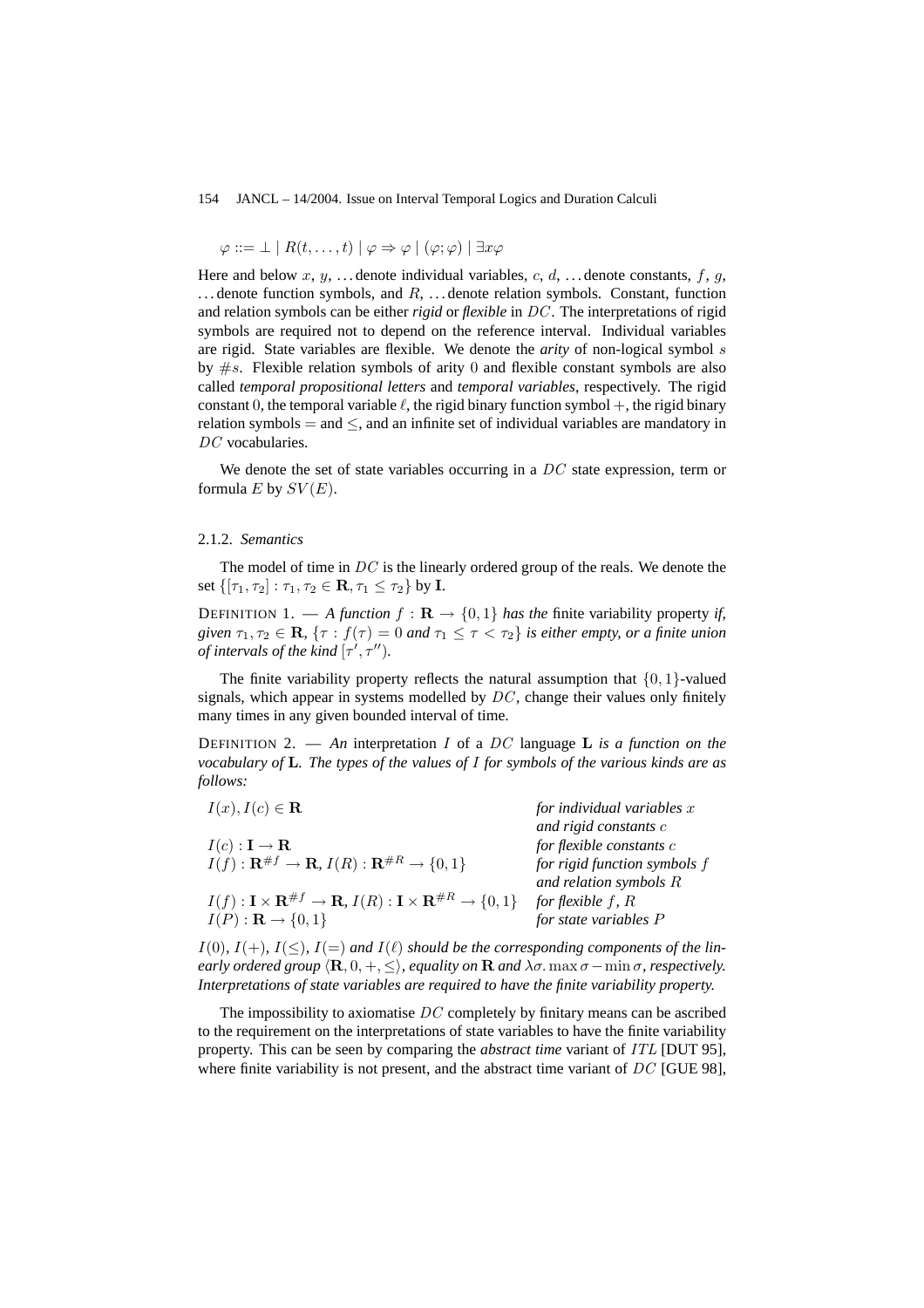$$\varphi ::= \bot \mid R(t,\ldots,t) \mid \varphi \Rightarrow \varphi \mid (\varphi;\varphi) \mid \exists x\varphi$$

Here and below $x$, $y$, ... denote individual variables, $c$, $d$, ... denote constants, $f$, $g$, ... denote function symbols, and $R$, ... denote relation symbols. Constant, function and relation symbols can be either ***rigid*** or ***flexible*** in $DC$. The interpretations of rigid symbols are required not to depend on the reference interval. Individual variables are rigid. State variables are flexible. We denote the ***arity*** of non-logical symbol $s$ by $\#s$. Flexible relation symbols of arity 0 and flexible constant symbols are also called ***temporal propositional letters*** and ***temporal variables***, respectively. The rigid constant 0, the temporal variable $\ell$, the rigid binary function symbol $+$, the rigid binary relation symbols $=$ and $\leq$, and an infinite set of individual variables are mandatory in $DC$ vocabularies.

We denote the set of state variables occurring in a $DC$ state expression, term or formula $E$ by $SV(E)$.

#### 2.1.2. *Semantics*

The model of time in $DC$ is the linearly ordered group of the reals. We denote the set $\{[\tau_1,\tau_2] : \tau_1,\tau_2 \in \mathbf{R}, \tau_1 \leq \tau_2\}$ by $\mathbf{I}$.

DEFINITION 1. — *A function $f : \mathbf{R} \to \{0,1\}$ has the* finite variability property *if, given $\tau_1,\tau_2 \in \mathbf{R}$, $\{\tau : f(\tau) = 0$ and $\tau_1 \leq \tau < \tau_2\}$ is either empty, or a finite union of intervals of the kind $[\tau',\tau'')$.*

The finite variability property reflects the natural assumption that $\{0,1\}$-valued signals, which appear in systems modelled by $DC$, change their values only finitely many times in any given bounded interval of time.

DEFINITION 2. — *An* interpretation *$I$ of a $DC$ language $\mathbf{L}$ is a function on the vocabulary of $\mathbf{L}$. The types of the values of $I$ for symbols of the various kinds are as follows:*

| | |
|---|---|
| $I(x), I(c) \in \mathbf{R}$ | *for individual variables $x$ and rigid constants $c$* |
| $I(c) : \mathbf{I} \to \mathbf{R}$ | *for flexible constants $c$* |
| $I(f) : \mathbf{R}^{\#f} \to \mathbf{R}$, $I(R) : \mathbf{R}^{\#R} \to \{0,1\}$ | *for rigid function symbols $f$ and relation symbols $R$* |
| $I(f) : \mathbf{I} \times \mathbf{R}^{\#f} \to \mathbf{R}$, $I(R) : \mathbf{I} \times \mathbf{R}^{\#R} \to \{0,1\}$ | *for flexible $f$, $R$* |
| $I(P) : \mathbf{R} \to \{0,1\}$ | *for state variables $P$* |

*$I(0)$, $I(+)$, $I(\leq)$, $I(=)$ and $I(\ell)$ should be the corresponding components of the linearly ordered group $\langle \mathbf{R}, 0, +, \leq \rangle$, equality on $\mathbf{R}$ and $\lambda\sigma.\max\sigma - \min\sigma$, respectively. Interpretations of state variables are required to have the finite variability property.*

The impossibility to axiomatise $DC$ completely by finitary means can be ascribed to the requirement on the interpretations of state variables to have the finite variability property. This can be seen by comparing the *abstract time* variant of $ITL$ [DUT 95], where finite variability is not present, and the abstract time variant of $DC$ [GUE 98],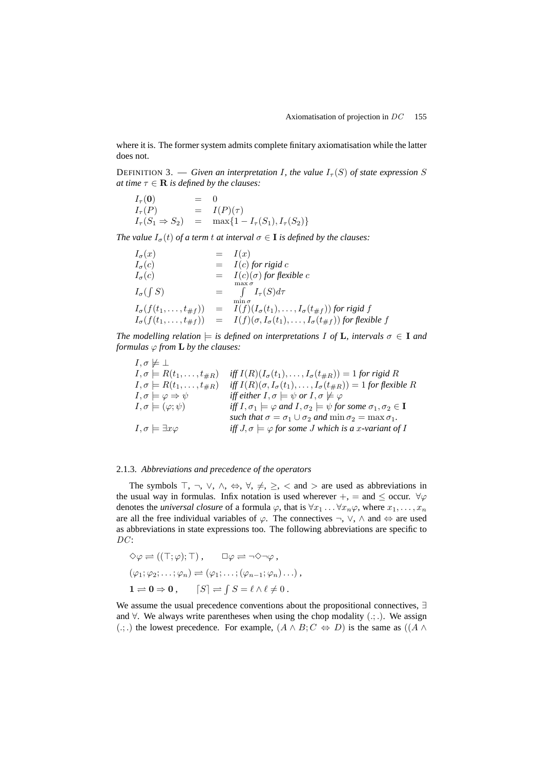where it is. The former system admits complete finitary axiomatisation while the latter does not.

DEFINITION 3. — *Given an interpretation $I$, the value $I_\tau(S)$ of state expression $S$ at time $\tau \in \mathbf{R}$ is defined by the clauses:*

$$
\begin{array}{lcl}
I_\tau(\mathbf{0}) & = & 0 \\
I_\tau(P) & = & I(P)(\tau) \\
I_\tau(S_1 \Rightarrow S_2) & = & \max\{1 - I_\tau(S_1), I_\tau(S_2)\}
\end{array}
$$

*The value $I_\sigma(t)$ of a term $t$ at interval $\sigma \in \mathbf{I}$ is defined by the clauses:*

$$
\begin{array}{lcl}
I_\sigma(x) & = & I(x) \\
I_\sigma(c) & = & I(c) \text{ for rigid } c \\
I_\sigma(c) & = & I(c)(\sigma) \text{ for flexible } c \\
I_\sigma(\int S) & = & \int\limits_{\min \sigma}^{\max \sigma} I_\tau(S) d\tau \\
I_\sigma(f(t_1, \ldots, t_{\#f})) & = & I(f)(I_\sigma(t_1), \ldots, I_\sigma(t_{\#f})) \text{ for rigid } f \\
I_\sigma(f(t_1, \ldots, t_{\#f})) & = & I(f)(\sigma, I_\sigma(t_1), \ldots, I_\sigma(t_{\#f})) \text{ for flexible } f
\end{array}
$$

*The modelling relation $\models$ is defined on interpretations $I$ of $\mathbf{L}$, intervals $\sigma \in \mathbf{I}$ and formulas $\varphi$ from $\mathbf{L}$ by the clauses:*

$$
\begin{array}{ll}
I, \sigma \not\models \bot & \\
I, \sigma \models R(t_1, \ldots, t_{\#R}) & \text{iff } I(R)(I_\sigma(t_1), \ldots, I_\sigma(t_{\#R})) = 1 \text{ for rigid } R \\
I, \sigma \models R(t_1, \ldots, t_{\#R}) & \text{iff } I(R)(\sigma, I_\sigma(t_1), \ldots, I_\sigma(t_{\#R})) = 1 \text{ for flexible } R \\
I, \sigma \models \varphi \Rightarrow \psi & \text{iff either } I, \sigma \models \psi \text{ or } I, \sigma \not\models \varphi \\
I, \sigma \models (\varphi; \psi) & \text{iff } I, \sigma_1 \models \varphi \text{ and } I, \sigma_2 \models \psi \text{ for some } \sigma_1, \sigma_2 \in \mathbf{I} \\
 & \text{such that } \sigma = \sigma_1 \cup \sigma_2 \text{ and } \min \sigma_2 = \max \sigma_1. \\
I, \sigma \models \exists x \varphi & \text{iff } J, \sigma \models \varphi \text{ for some } J \text{ which is a } x\text{-variant of } I
\end{array}
$$

### 2.1.3. *Abbreviations and precedence of the operators*

The symbols $\top$, $\neg$, $\vee$, $\wedge$, $\Leftrightarrow$, $\forall$, $\neq$, $\geq$, $<$ and $>$ are used as abbreviations in the usual way in formulas. Infix notation is used wherever $+$, $=$ and $\leq$ occur. $\forall\varphi$ denotes the *universal closure* of a formula $\varphi$, that is $\forall x_1 \ldots \forall x_n \varphi$, where $x_1, \ldots, x_n$ are all the free individual variables of $\varphi$. The connectives $\neg$, $\vee$, $\wedge$ and $\Leftrightarrow$ are used as abbreviations in state expressions too. The following abbreviations are specific to $DC$:

$$
\Diamond\varphi \rightleftharpoons ((\top; \varphi); \top), \qquad \Box\varphi \rightleftharpoons \neg\Diamond\neg\varphi,
$$

$$
(\varphi_1; \varphi_2; \ldots; \varphi_n) \rightleftharpoons (\varphi_1; \ldots; (\varphi_{n-1}; \varphi_n) \ldots),
$$

$$
\mathbf{1} \rightleftharpoons \mathbf{0} \Rightarrow \mathbf{0}, \qquad \lceil S \rceil \rightleftharpoons \textstyle\int S = \ell \wedge \ell \neq 0.
$$

We assume the usual precedence conventions about the propositional connectives, $\exists$ and $\forall$. We always write parentheses when using the chop modality $(.;.)$. We assign $(.;.)$ the lowest precedence. For example, $(A \wedge B; C \Leftrightarrow D)$ is the same as $((A \wedge$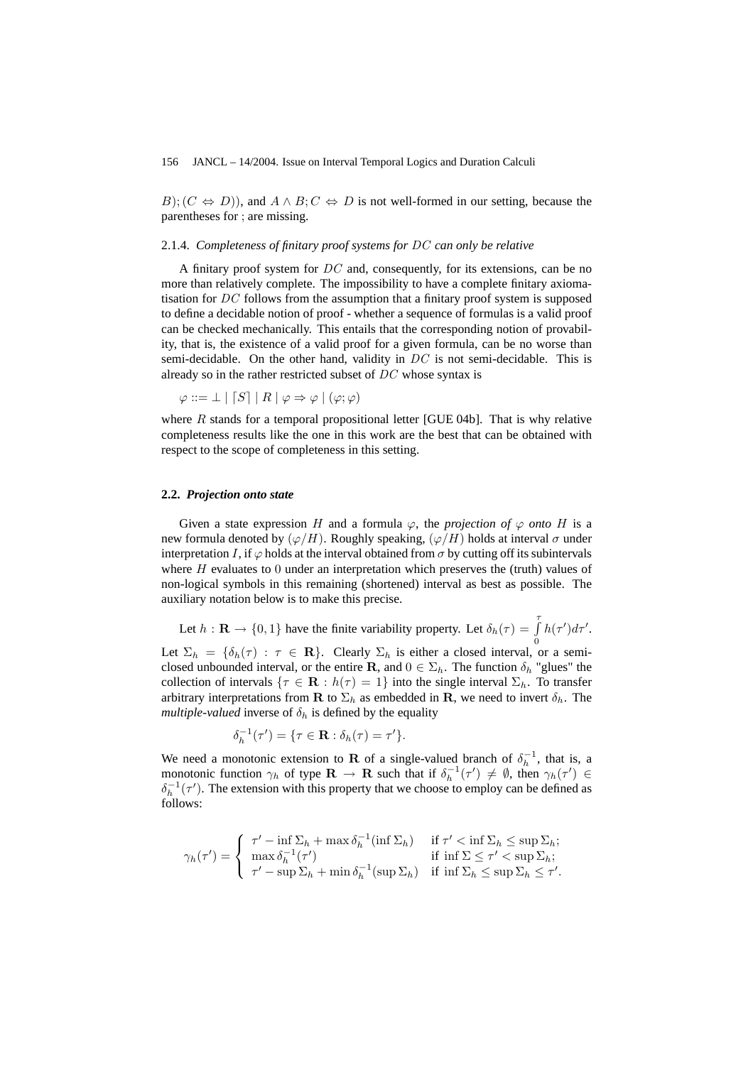$B);(C \Leftrightarrow D))$, and $A \wedge B; C \Leftrightarrow D$ is not well-formed in our setting, because the parentheses for ; are missing.

#### 2.1.4. *Completeness of finitary proof systems for $DC$ can only be relative*

A finitary proof system for $DC$ and, consequently, for its extensions, can be no more than relatively complete. The impossibility to have a complete finitary axiomatisation for $DC$ follows from the assumption that a finitary proof system is supposed to define a decidable notion of proof - whether a sequence of formulas is a valid proof can be checked mechanically. This entails that the corresponding notion of provability, that is, the existence of a valid proof for a given formula, can be no worse than semi-decidable. On the other hand, validity in $DC$ is not semi-decidable. This is already so in the rather restricted subset of $DC$ whose syntax is

$$\varphi ::= \bot \mid \lceil S \rceil \mid R \mid \varphi \Rightarrow \varphi \mid (\varphi; \varphi)$$

where $R$ stands for a temporal propositional letter [GUE 04b]. That is why relative completeness results like the one in this work are the best that can be obtained with respect to the scope of completeness in this setting.

### 2.2. *Projection onto state*

Given a state expression $H$ and a formula $\varphi$, the *projection of $\varphi$ onto $H$* is a new formula denoted by $(\varphi/H)$. Roughly speaking, $(\varphi/H)$ holds at interval $\sigma$ under interpretation $I$, if $\varphi$ holds at the interval obtained from $\sigma$ by cutting off its subintervals where $H$ evaluates to 0 under an interpretation which preserves the (truth) values of non-logical symbols in this remaining (shortened) interval as best as possible. The auxiliary notation below is to make this precise.

Let $h : \mathbf{R} \to \{0, 1\}$ have the finite variability property. Let $\delta_h(\tau) = \int\limits_0^\tau h(\tau')d\tau'$. Let $\Sigma_h = \{\delta_h(\tau) : \tau \in \mathbf{R}\}$. Clearly $\Sigma_h$ is either a closed interval, or a semi-closed unbounded interval, or the entire $\mathbf{R}$, and $0 \in \Sigma_h$. The function $\delta_h$ "glues" the collection of intervals $\{\tau \in \mathbf{R} : h(\tau) = 1\}$ into the single interval $\Sigma_h$. To transfer arbitrary interpretations from $\mathbf{R}$ to $\Sigma_h$ as embedded in $\mathbf{R}$, we need to invert $\delta_h$. The *multiple-valued* inverse of $\delta_h$ is defined by the equality

$$\delta_h^{-1}(\tau') = \{\tau \in \mathbf{R} : \delta_h(\tau) = \tau'\}.$$

We need a monotonic extension to $\mathbf{R}$ of a single-valued branch of $\delta_h^{-1}$, that is, a monotonic function $\gamma_h$ of type $\mathbf{R} \to \mathbf{R}$ such that if $\delta_h^{-1}(\tau') \neq \emptyset$, then $\gamma_h(\tau') \in \delta_h^{-1}(\tau')$. The extension with this property that we choose to employ can be defined as follows:

$$\gamma_h(\tau') = \begin{cases} \tau' - \inf \Sigma_h + \max \delta_h^{-1}(\inf \Sigma_h) & \text{if } \tau' < \inf \Sigma_h \leq \sup \Sigma_h; \\ \max \delta_h^{-1}(\tau') & \text{if } \inf \Sigma \leq \tau' < \sup \Sigma_h; \\ \tau' - \sup \Sigma_h + \min \delta_h^{-1}(\sup \Sigma_h) & \text{if } \inf \Sigma_h \leq \sup \Sigma_h \leq \tau'. \end{cases}$$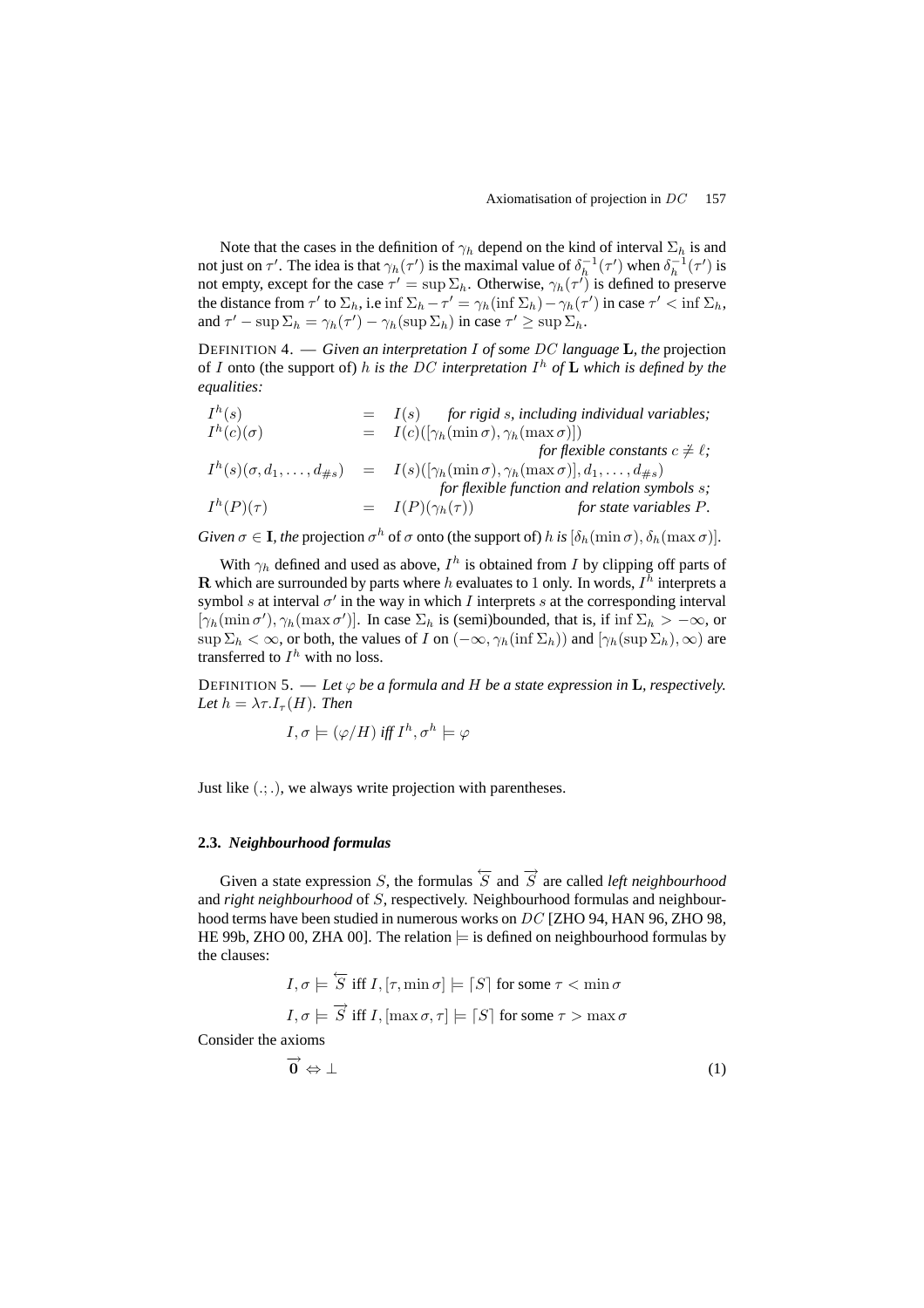Note that the cases in the definition of $\gamma_h$ depend on the kind of interval $\Sigma_h$ is and not just on $\tau'$. The idea is that $\gamma_h(\tau')$ is the maximal value of $\delta_h^{-1}(\tau')$ when $\delta_h^{-1}(\tau')$ is not empty, except for the case $\tau' = \sup \Sigma_h$. Otherwise, $\gamma_h(\tau')$ is defined to preserve the distance from $\tau'$ to $\Sigma_h$, i.e $\inf \Sigma_h - \tau' = \gamma_h(\inf \Sigma_h) - \gamma_h(\tau')$ in case $\tau' < \inf \Sigma_h$, and $\tau' - \sup \Sigma_h = \gamma_h(\tau') - \gamma_h(\sup \Sigma_h)$ in case $\tau' \geq \sup \Sigma_h$.

DEFINITION 4. — *Given an interpretation $I$ of some $DC$ language* **L**, *the* projection of $I$ onto (the support of) $h$ *is the $DC$ interpretation $I^h$ of* **L** *which is defined by the equalities:*

$$
\begin{array}{lcll}
I^h(s) & = & I(s) & \textit{for rigid } s\textit{, including individual variables;} \\
I^h(c)(\sigma) & = & I(c)([\gamma_h(\min\sigma), \gamma_h(\max\sigma)]) & \\
 & & & \textit{for flexible constants } c \not\equiv \ell\textit{;} \\
I^h(s)(\sigma, d_1, \ldots, d_{\#s}) & = & I(s)([\gamma_h(\min\sigma), \gamma_h(\max\sigma)], d_1, \ldots, d_{\#s}) & \\
 & & & \textit{for flexible function and relation symbols } s\textit{;} \\
I^h(P)(\tau) & = & I(P)(\gamma_h(\tau)) & \textit{for state variables } P\textit{.}
\end{array}
$$

*Given $\sigma \in$* **I**, *the* projection $\sigma^h$ of $\sigma$ onto (the support of) $h$ *is* $[\delta_h(\min\sigma), \delta_h(\max\sigma)]$.

With $\gamma_h$ defined and used as above, $I^h$ is obtained from $I$ by clipping off parts of **R** which are surrounded by parts where $h$ evaluates to 1 only. In words, $I^h$ interprets a symbol $s$ at interval $\sigma'$ in the way in which $I$ interprets $s$ at the corresponding interval $[\gamma_h(\min\sigma'), \gamma_h(\max\sigma')]$. In case $\Sigma_h$ is (semi)bounded, that is, if $\inf \Sigma_h > -\infty$, or $\sup \Sigma_h < \infty$, or both, the values of $I$ on $(-\infty, \gamma_h(\inf \Sigma_h))$ and $[\gamma_h(\sup \Sigma_h), \infty)$ are transferred to $I^h$ with no loss.

DEFINITION 5. — *Let $\varphi$ be a formula and $H$ be a state expression in* **L**, *respectively. Let $h = \lambda\tau.I_\tau(H)$. Then*

$$I, \sigma \models (\varphi/H) \textit{ iff } I^h, \sigma^h \models \varphi$$

Just like $(.;.)$, we always write projection with parentheses.

### 2.3. *Neighbourhood formulas*

Given a state expression $S$, the formulas $\overleftarrow{S}$ and $\overrightarrow{S}$ are called *left neighbourhood* and *right neighbourhood* of $S$, respectively. Neighbourhood formulas and neighbourhood terms have been studied in numerous works on $DC$ [ZHO 94, HAN 96, ZHO 98, HE 99b, ZHO 00, ZHA 00]. The relation $\models$ is defined on neighbourhood formulas by the clauses:

$$I, \sigma \models \overleftarrow{S} \text{ iff } I, [\tau, \min\sigma] \models \lceil S \rceil \text{ for some } \tau < \min\sigma$$

$$I, \sigma \models \overrightarrow{S} \text{ iff } I, [\max\sigma, \tau] \models \lceil S \rceil \text{ for some } \tau > \max\sigma$$

Consider the axioms

$$\overrightarrow{\mathbf{0}} \Leftrightarrow \bot \tag{1}$$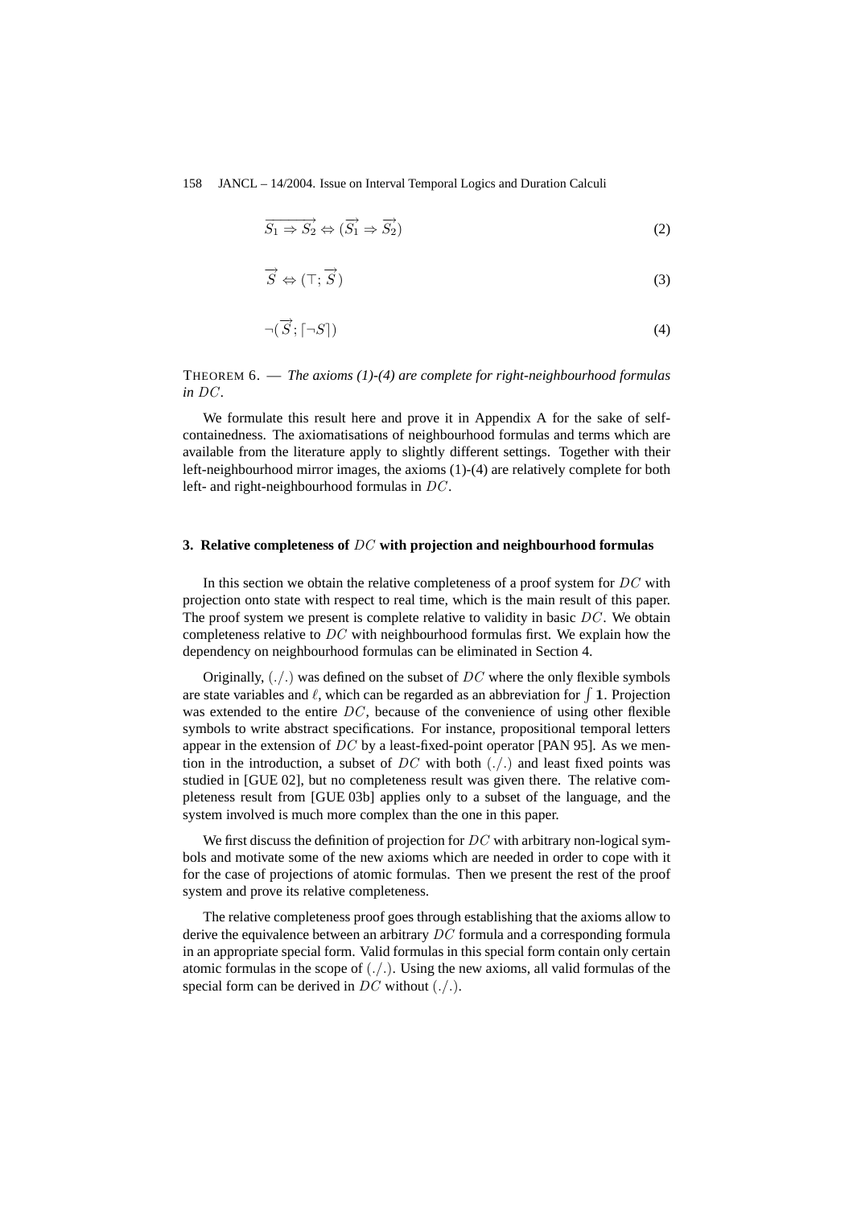$$\overrightarrow{S_1 \Rightarrow S_2} \Leftrightarrow (\overrightarrow{S_1} \Rightarrow \overrightarrow{S_2}) \tag{2}$$

$$\overrightarrow{S} \Leftrightarrow (\top; \overrightarrow{S}) \tag{3}$$

$$\neg(\overrightarrow{S}; \lceil \neg S \rceil) \tag{4}$$

THEOREM 6. — *The axioms (1)-(4) are complete for right-neighbourhood formulas in $DC$.*

We formulate this result here and prove it in Appendix A for the sake of self-containedness. The axiomatisations of neighbourhood formulas and terms which are available from the literature apply to slightly different settings. Together with their left-neighbourhood mirror images, the axioms (1)-(4) are relatively complete for both left- and right-neighbourhood formulas in $DC$.

### 3. Relative completeness of $DC$ with projection and neighbourhood formulas

In this section we obtain the relative completeness of a proof system for $DC$ with projection onto state with respect to real time, which is the main result of this paper. The proof system we present is complete relative to validity in basic $DC$. We obtain completeness relative to $DC$ with neighbourhood formulas first. We explain how the dependency on neighbourhood formulas can be eliminated in Section 4.

Originally, $(./.)$ was defined on the subset of $DC$ where the only flexible symbols are state variables and $\ell$, which can be regarded as an abbreviation for $\int \mathbf{1}$. Projection was extended to the entire $DC$, because of the convenience of using other flexible symbols to write abstract specifications. For instance, propositional temporal letters appear in the extension of $DC$ by a least-fixed-point operator [PAN 95]. As we mention in the introduction, a subset of $DC$ with both $(./.)$ and least fixed points was studied in [GUE 02], but no completeness result was given there. The relative completeness result from [GUE 03b] applies only to a subset of the language, and the system involved is much more complex than the one in this paper.

We first discuss the definition of projection for $DC$ with arbitrary non-logical symbols and motivate some of the new axioms which are needed in order to cope with it for the case of projections of atomic formulas. Then we present the rest of the proof system and prove its relative completeness.

The relative completeness proof goes through establishing that the axioms allow to derive the equivalence between an arbitrary $DC$ formula and a corresponding formula in an appropriate special form. Valid formulas in this special form contain only certain atomic formulas in the scope of $(./.)$. Using the new axioms, all valid formulas of the special form can be derived in $DC$ without $(./.)$.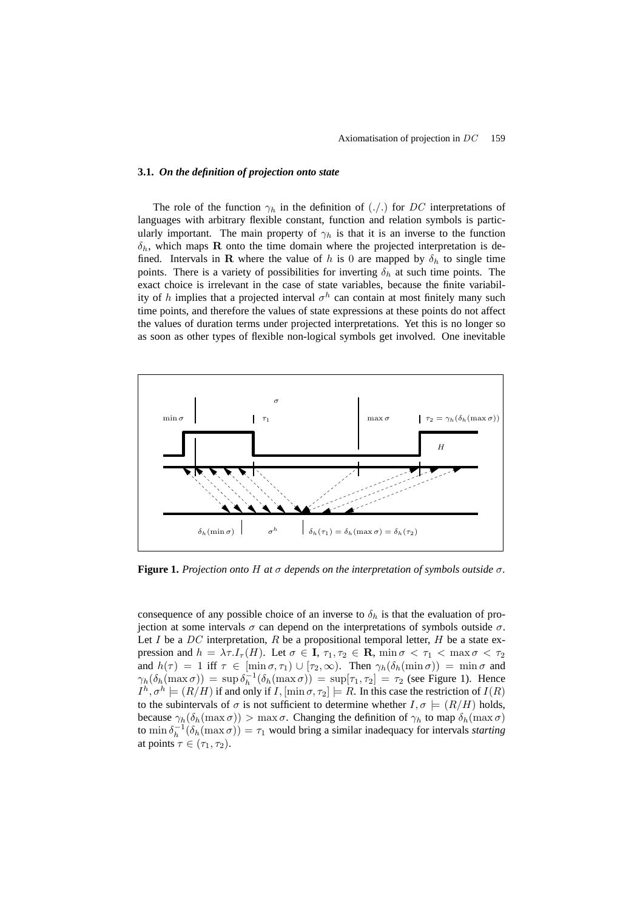### 3.1. *On the definition of projection onto state*

The role of the function $\gamma_h$ in the definition of $(./.)$ for $DC$ interpretations of languages with arbitrary flexible constant, function and relation symbols is particularly important. The main property of $\gamma_h$ is that it is an inverse to the function $\delta_h$, which maps $\mathbf{R}$ onto the time domain where the projected interpretation is defined. Intervals in $\mathbf{R}$ where the value of $h$ is 0 are mapped by $\delta_h$ to single time points. There is a variety of possibilities for inverting $\delta_h$ at such time points. The exact choice is irrelevant in the case of state variables, because the finite variability of $h$ implies that a projected interval $\sigma^h$ can contain at most finitely many such time points, and therefore the values of state expressions at these points do not affect the values of duration terms under projected interpretations. Yet this is no longer so as soon as other types of flexible non-logical symbols get involved. One inevitable

**Figure 1.** *Projection onto $H$ at $\sigma$ depends on the interpretation of symbols outside $\sigma$.*

consequence of any possible choice of an inverse to $\delta_h$ is that the evaluation of projection at some intervals $\sigma$ can depend on the interpretations of symbols outside $\sigma$. Let $I$ be a $DC$ interpretation, $R$ be a propositional temporal letter, $H$ be a state expression and $h = \lambda\tau.I_\tau(H)$. Let $\sigma \in \mathbf{I}$, $\tau_1, \tau_2 \in \mathbf{R}$, $\min\sigma < \tau_1 < \max\sigma < \tau_2$ and $h(\tau) = 1$ iff $\tau \in [\min\sigma, \tau_1) \cup [\tau_2, \infty)$. Then $\gamma_h(\delta_h(\min\sigma)) = \min\sigma$ and $\gamma_h(\delta_h(\max\sigma)) = \sup\delta_h^{-1}(\delta_h(\max\sigma)) = \sup[\tau_1, \tau_2] = \tau_2$ (see Figure 1). Hence $I^h, \sigma^h \models (R/H)$ if and only if $I, [\min\sigma, \tau_2] \models R$. In this case the restriction of $I(R)$ to the subintervals of $\sigma$ is not sufficient to determine whether $I, \sigma \models (R/H)$ holds, because $\gamma_h(\delta_h(\max\sigma)) > \max\sigma$. Changing the definition of $\gamma_h$ to map $\delta_h(\max\sigma)$ to $\min\delta_h^{-1}(\delta_h(\max\sigma)) = \tau_1$ would bring a similar inadequacy for intervals *starting* at points $\tau \in (\tau_1, \tau_2)$.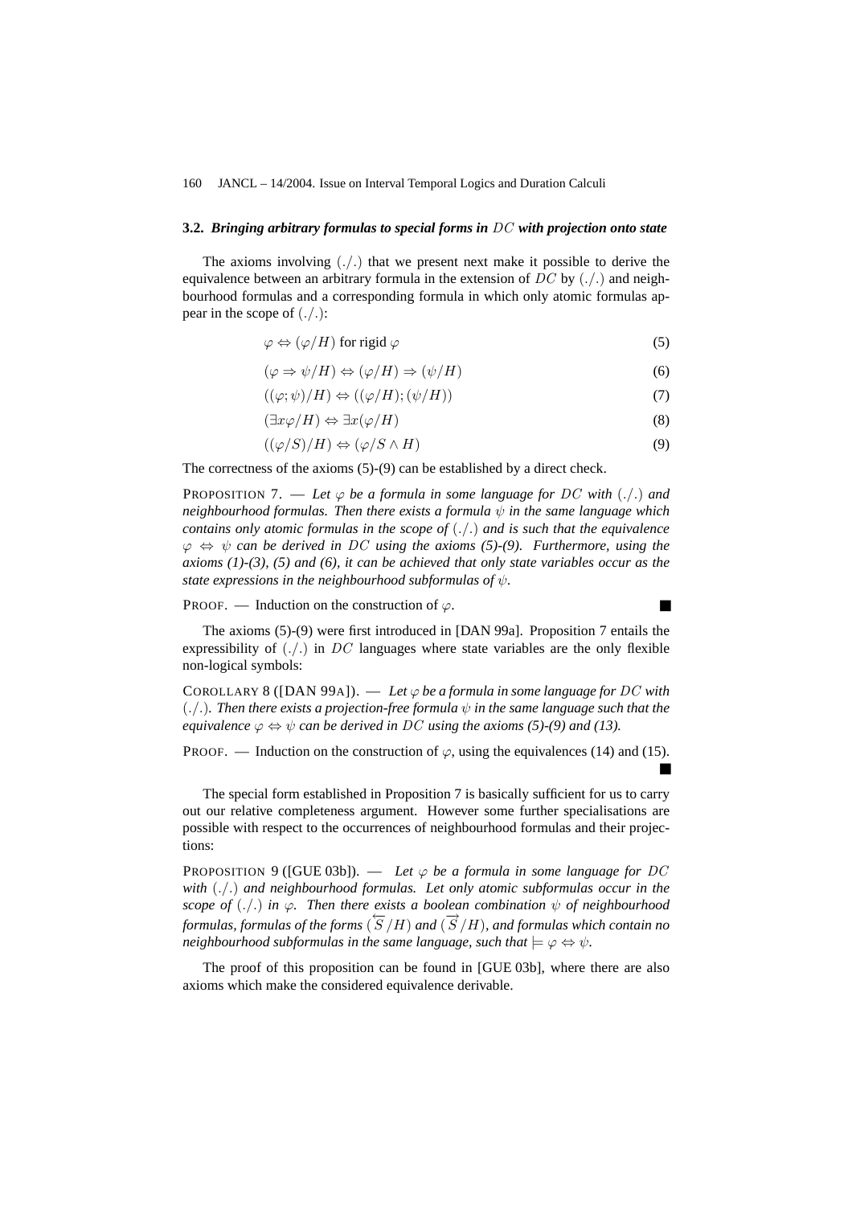### 3.2. *Bringing arbitrary formulas to special forms in $DC$ with projection onto state*

The axioms involving $(./.)$ that we present next make it possible to derive the equivalence between an arbitrary formula in the extension of $DC$ by $(./.)$ and neighbourhood formulas and a corresponding formula in which only atomic formulas appear in the scope of $(./.)$:

$$\varphi \Leftrightarrow (\varphi/H) \text{ for rigid } \varphi \tag{5}$$

$$(\varphi \Rightarrow \psi/H) \Leftrightarrow (\varphi/H) \Rightarrow (\psi/H) \tag{6}$$

$$((\varphi;\psi)/H) \Leftrightarrow ((\varphi/H);(\psi/H)) \tag{7}$$

$$(\exists x\varphi/H) \Leftrightarrow \exists x(\varphi/H) \tag{8}$$

$$((\varphi/S)/H) \Leftrightarrow (\varphi/S \wedge H) \tag{9}$$

The correctness of the axioms (5)-(9) can be established by a direct check.

PROPOSITION 7. — *Let $\varphi$ be a formula in some language for $DC$ with $(./.)$ and neighbourhood formulas. Then there exists a formula $\psi$ in the same language which contains only atomic formulas in the scope of $(./.)$ and is such that the equivalence $\varphi \Leftrightarrow \psi$ can be derived in $DC$ using the axioms (5)-(9). Furthermore, using the axioms (1)-(3), (5) and (6), it can be achieved that only state variables occur as the state expressions in the neighbourhood subformulas of $\psi$.*

PROOF. — Induction on the construction of $\varphi$. ■

The axioms (5)-(9) were first introduced in [DAN 99a]. Proposition 7 entails the expressibility of $(./.)$ in $DC$ languages where state variables are the only flexible non-logical symbols:

COROLLARY 8 ([DAN 99A]). — *Let $\varphi$ be a formula in some language for $DC$ with $(./.)$. Then there exists a projection-free formula $\psi$ in the same language such that the equivalence $\varphi \Leftrightarrow \psi$ can be derived in $DC$ using the axioms (5)-(9) and (13).*

PROOF. — Induction on the construction of $\varphi$, using the equivalences (14) and (15). ■

The special form established in Proposition 7 is basically sufficient for us to carry out our relative completeness argument. However some further specialisations are possible with respect to the occurrences of neighbourhood formulas and their projections:

PROPOSITION 9 ([GUE 03b]). — *Let $\varphi$ be a formula in some language for $DC$ with $(./.)$ and neighbourhood formulas. Let only atomic subformulas occur in the scope of $(./.)$ in $\varphi$. Then there exists a boolean combination $\psi$ of neighbourhood formulas, formulas of the forms $(\overleftarrow{S}/H)$ and $(\overrightarrow{S}/H)$, and formulas which contain no neighbourhood subformulas in the same language, such that $\models \varphi \Leftrightarrow \psi$.*

The proof of this proposition can be found in [GUE 03b], where there are also axioms which make the considered equivalence derivable.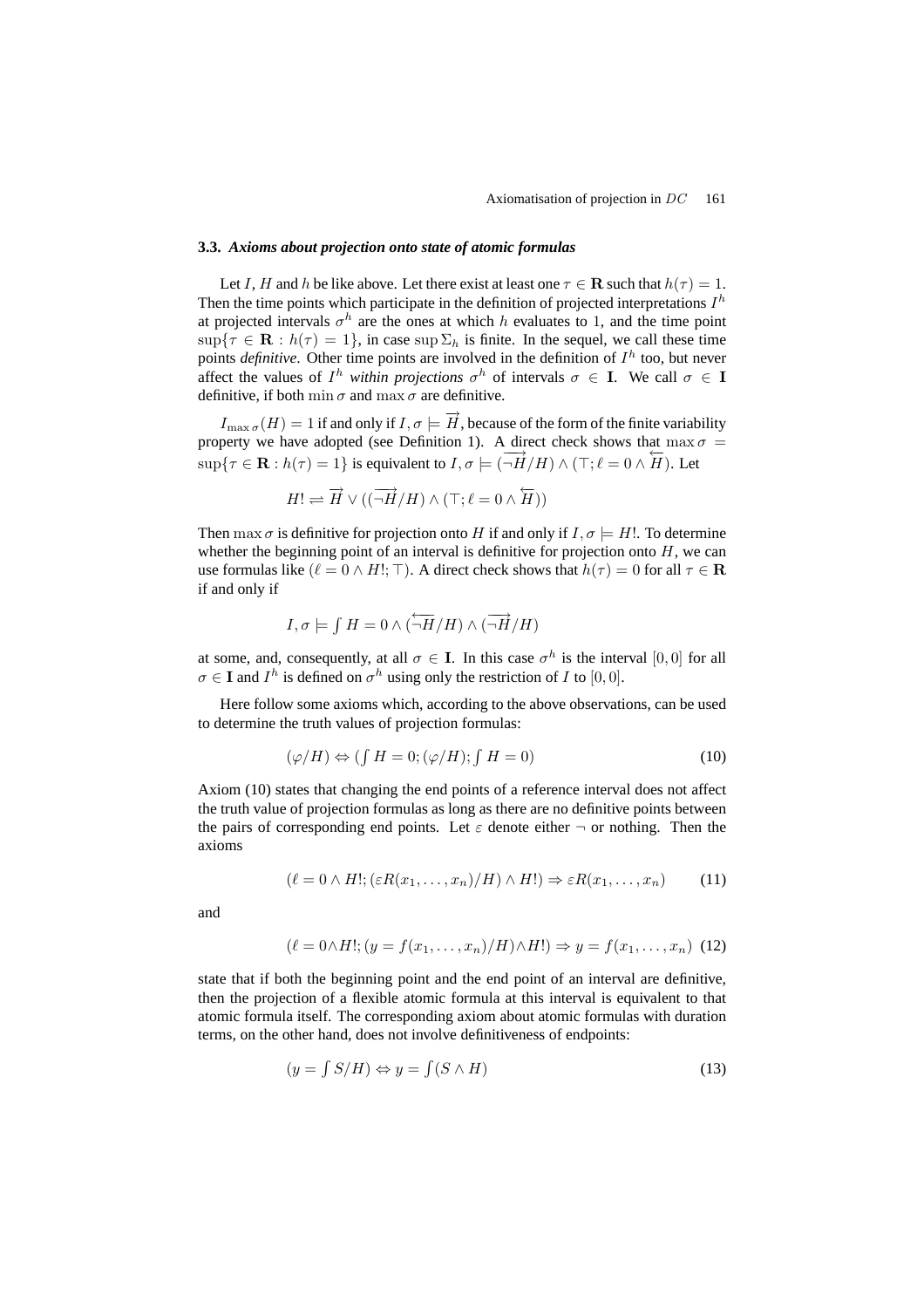### 3.3. *Axioms about projection onto state of atomic formulas*

Let $I$, $H$ and $h$ be like above. Let there exist at least one $\tau \in \mathbf{R}$ such that $h(\tau) = 1$. Then the time points which participate in the definition of projected interpretations $I^h$ at projected intervals $\sigma^h$ are the ones at which $h$ evaluates to 1, and the time point $\sup\{\tau \in \mathbf{R} : h(\tau) = 1\}$, in case $\sup \Sigma_h$ is finite. In the sequel, we call these time points *definitive*. Other time points are involved in the definition of $I^h$ too, but never affect the values of $I^h$ *within projections* $\sigma^h$ of intervals $\sigma \in \mathbf{I}$. We call $\sigma \in \mathbf{I}$ definitive, if both $\min \sigma$ and $\max \sigma$ are definitive.

$I_{\max \sigma}(H) = 1$ if and only if $I, \sigma \models \overrightarrow{H}$, because of the form of the finite variability property we have adopted (see Definition 1). A direct check shows that $\max \sigma = \sup\{\tau \in \mathbf{R} : h(\tau) = 1\}$ is equivalent to $I, \sigma \models (\overrightarrow{\neg H}/H) \wedge (\top; \ell = 0 \wedge \overleftarrow{H})$. Let

$$H! \rightleftharpoons \overrightarrow{H} \vee ((\overrightarrow{\neg H}/H) \wedge (\top; \ell = 0 \wedge \overleftarrow{H}))$$

Then $\max \sigma$ is definitive for projection onto $H$ if and only if $I, \sigma \models H!$. To determine whether the beginning point of an interval is definitive for projection onto $H$, we can use formulas like $(\ell = 0 \wedge H!; \top)$. A direct check shows that $h(\tau) = 0$ for all $\tau \in \mathbf{R}$ if and only if

$$I, \sigma \models \textstyle\int H = 0 \wedge (\overleftarrow{\neg H}/H) \wedge (\overrightarrow{\neg H}/H)$$

at some, and, consequently, at all $\sigma \in \mathbf{I}$. In this case $\sigma^h$ is the interval $[0, 0]$ for all $\sigma \in \mathbf{I}$ and $I^h$ is defined on $\sigma^h$ using only the restriction of $I$ to $[0, 0]$.

Here follow some axioms which, according to the above observations, can be used to determine the truth values of projection formulas:

$$(\varphi/H) \Leftrightarrow (\textstyle\int H = 0; (\varphi/H); \int H = 0) \tag{10}$$

Axiom (10) states that changing the end points of a reference interval does not affect the truth value of projection formulas as long as there are no definitive points between the pairs of corresponding end points. Let $\varepsilon$ denote either $\neg$ or nothing. Then the axioms

$$(\ell = 0 \wedge H!; (\varepsilon R(x_1, \ldots, x_n)/H) \wedge H!) \Rightarrow \varepsilon R(x_1, \ldots, x_n) \tag{11}$$

and

$$(\ell = 0 \wedge H!; (y = f(x_1, \ldots, x_n)/H) \wedge H!) \Rightarrow y = f(x_1, \ldots, x_n) \tag{12}$$

state that if both the beginning point and the end point of an interval are definitive, then the projection of a flexible atomic formula at this interval is equivalent to that atomic formula itself. The corresponding axiom about atomic formulas with duration terms, on the other hand, does not involve definitiveness of endpoints:

$$(y = \textstyle\int S/H) \Leftrightarrow y = \int (S \wedge H) \tag{13}$$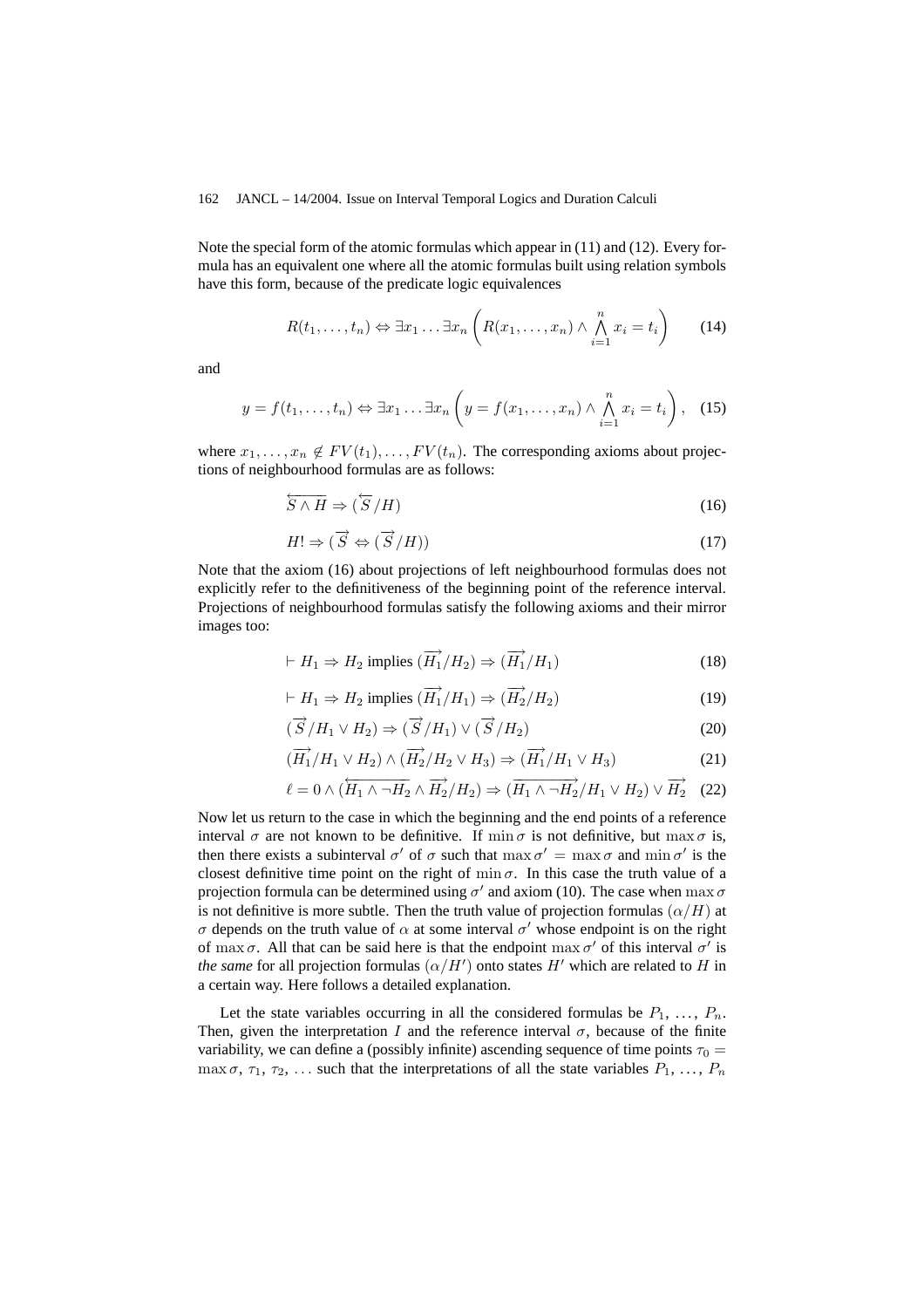Note the special form of the atomic formulas which appear in (11) and (12). Every formula has an equivalent one where all the atomic formulas built using relation symbols have this form, because of the predicate logic equivalences

$$R(t_1, \ldots, t_n) \Leftrightarrow \exists x_1 \ldots \exists x_n \left( R(x_1, \ldots, x_n) \wedge \bigwedge_{i=1}^{n} x_i = t_i \right) \tag{14}$$

and

$$y = f(t_1, \ldots, t_n) \Leftrightarrow \exists x_1 \ldots \exists x_n \left( y = f(x_1, \ldots, x_n) \wedge \bigwedge_{i=1}^{n} x_i = t_i \right), \tag{15}$$

where $x_1, \ldots, x_n \notin FV(t_1), \ldots, FV(t_n)$. The corresponding axioms about projections of neighbourhood formulas are as follows:

$$\overleftarrow{S \wedge H} \Rightarrow (\overleftarrow{S}/H) \tag{16}$$

$$H! \Rightarrow (\overrightarrow{S} \Leftrightarrow (\overrightarrow{S}/H)) \tag{17}$$

Note that the axiom (16) about projections of left neighbourhood formulas does not explicitly refer to the definitiveness of the beginning point of the reference interval. Projections of neighbourhood formulas satisfy the following axioms and their mirror images too:

$$\vdash H_1 \Rightarrow H_2 \text{ implies } (\overrightarrow{H_1}/H_2) \Rightarrow (\overrightarrow{H_1}/H_1) \tag{18}$$

$$\vdash H_1 \Rightarrow H_2 \text{ implies } (\overrightarrow{H_1}/H_1) \Rightarrow (\overrightarrow{H_2}/H_2) \tag{19}$$

$$(\overrightarrow{S}/H_1 \vee H_2) \Rightarrow (\overrightarrow{S}/H_1) \vee (\overrightarrow{S}/H_2) \tag{20}$$

$$(\overrightarrow{H_1}/H_1 \vee H_2) \wedge (\overrightarrow{H_2}/H_2 \vee H_3) \Rightarrow (\overrightarrow{H_1}/H_1 \vee H_3) \tag{21}$$

$$\ell = 0 \wedge (\overleftarrow{H_1 \wedge \neg H_2} \wedge \overrightarrow{H_2}/H_2) \Rightarrow (\overrightarrow{H_1 \wedge \neg H_2}/H_1 \vee H_2) \vee \overrightarrow{H_2} \tag{22}$$

Now let us return to the case in which the beginning and the end points of a reference interval $\sigma$ are not known to be definitive. If $\min \sigma$ is not definitive, but $\max \sigma$ is, then there exists a subinterval $\sigma'$ of $\sigma$ such that $\max \sigma' = \max \sigma$ and $\min \sigma'$ is the closest definitive time point on the right of $\min \sigma$. In this case the truth value of a projection formula can be determined using $\sigma'$ and axiom (10). The case when $\max \sigma$ is not definitive is more subtle. Then the truth value of projection formulas $(\alpha/H)$ at $\sigma$ depends on the truth value of $\alpha$ at some interval $\sigma'$ whose endpoint is on the right of $\max \sigma$. All that can be said here is that the endpoint $\max \sigma'$ of this interval $\sigma'$ is *the same* for all projection formulas $(\alpha/H')$ onto states $H'$ which are related to $H$ in a certain way. Here follows a detailed explanation.

Let the state variables occurring in all the considered formulas be $P_1, \ldots, P_n$. Then, given the interpretation $I$ and the reference interval $\sigma$, because of the finite variability, we can define a (possibly infinite) ascending sequence of time points $\tau_0 = \max \sigma, \tau_1, \tau_2, \ldots$ such that the interpretations of all the state variables $P_1, \ldots, P_n$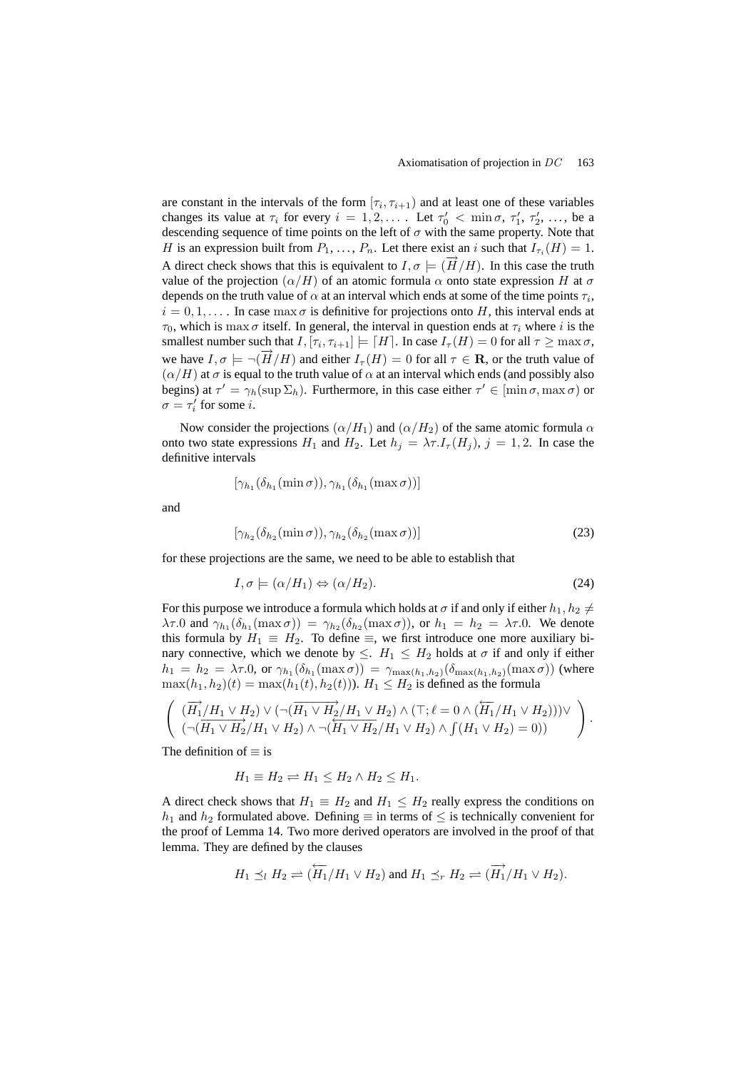are constant in the intervals of the form $[\tau_i, \tau_{i+1})$ and at least one of these variables changes its value at $\tau_i$ for every $i = 1, 2, \ldots$ . Let $\tau_0' < \min \sigma$, $\tau_1'$, $\tau_2'$, …, be a descending sequence of time points on the left of $\sigma$ with the same property. Note that $H$ is an expression built from $P_1, \ldots, P_n$. Let there exist an $i$ such that $I_{\tau_i}(H) = 1$. A direct check shows that this is equivalent to $I, \sigma \models (\overrightarrow{H}/H)$. In this case the truth value of the projection $(\alpha/H)$ of an atomic formula $\alpha$ onto state expression $H$ at $\sigma$ depends on the truth value of $\alpha$ at an interval which ends at some of the time points $\tau_i$, $i = 0, 1, \ldots$ . In case $\max \sigma$ is definitive for projections onto $H$, this interval ends at $\tau_0$, which is $\max \sigma$ itself. In general, the interval in question ends at $\tau_i$ where $i$ is the smallest number such that $I, [\tau_i, \tau_{i+1}] \models \lceil H \rceil$. In case $I_\tau(H) = 0$ for all $\tau \geq \max \sigma$, we have $I, \sigma \models \neg(\overrightarrow{H}/H)$ and either $I_\tau(H) = 0$ for all $\tau \in \mathbf{R}$, or the truth value of $(\alpha/H)$ at $\sigma$ is equal to the truth value of $\alpha$ at an interval which ends (and possibly also begins) at $\tau' = \gamma_h(\sup \Sigma_h)$. Furthermore, in this case either $\tau' \in [\min \sigma, \max \sigma)$ or $\sigma = \tau_i'$ for some $i$.

Now consider the projections $(\alpha/H_1)$ and $(\alpha/H_2)$ of the same atomic formula $\alpha$ onto two state expressions $H_1$ and $H_2$. Let $h_j = \lambda\tau.I_\tau(H_j)$, $j = 1, 2$. In case the definitive intervals

$$[\gamma_{h_1}(\delta_{h_1}(\min \sigma)), \gamma_{h_1}(\delta_{h_1}(\max \sigma))]$$

and

$$[\gamma_{h_2}(\delta_{h_2}(\min \sigma)), \gamma_{h_2}(\delta_{h_2}(\max \sigma))] \tag{23}$$

for these projections are the same, we need to be able to establish that

$$I, \sigma \models (\alpha/H_1) \Leftrightarrow (\alpha/H_2). \tag{24}$$

For this purpose we introduce a formula which holds at $\sigma$ if and only if either $h_1, h_2 \neq \lambda\tau.0$ and $\gamma_{h_1}(\delta_{h_1}(\max \sigma)) = \gamma_{h_2}(\delta_{h_2}(\max \sigma))$, or $h_1 = h_2 = \lambda\tau.0$. We denote this formula by $H_1 \equiv H_2$. To define $\equiv$, we first introduce one more auxiliary binary connective, which we denote by $\leq$. $H_1 \leq H_2$ holds at $\sigma$ if and only if either $h_1 = h_2 = \lambda\tau.0$, or $\gamma_{h_1}(\delta_{h_1}(\max \sigma)) = \gamma_{\max(h_1,h_2)}(\delta_{\max(h_1,h_2)}(\max \sigma))$ (where $\max(h_1, h_2)(t) = \max(h_1(t), h_2(t))$). $H_1 \leq H_2$ is defined as the formula

$$\left( \begin{array}{l} (\overrightarrow{H_1}/H_1 \vee H_2) \vee (\neg(\overrightarrow{H_1 \vee H_2}/H_1 \vee H_2) \wedge (\top; \ell = 0 \wedge (\overleftarrow{H_1}/H_1 \vee H_2))) \vee \\ (\neg(\overrightarrow{H_1 \vee H_2}/H_1 \vee H_2) \wedge \neg(\overleftarrow{H_1 \vee H_2}/H_1 \vee H_2) \wedge \int(H_1 \vee H_2) = 0)) \end{array} \right).$$

The definition of $\equiv$ is

$$H_1 \equiv H_2 \rightleftharpoons H_1 \leq H_2 \wedge H_2 \leq H_1.$$

A direct check shows that $H_1 \equiv H_2$ and $H_1 \leq H_2$ really express the conditions on $h_1$ and $h_2$ formulated above. Defining $\equiv$ in terms of $\leq$ is technically convenient for the proof of Lemma 14. Two more derived operators are involved in the proof of that lemma. They are defined by the clauses

$$H_1 \preceq_l H_2 \rightleftharpoons (\overleftarrow{H_1}/H_1 \vee H_2) \text{ and } H_1 \preceq_r H_2 \rightleftharpoons (\overrightarrow{H_1}/H_1 \vee H_2).$$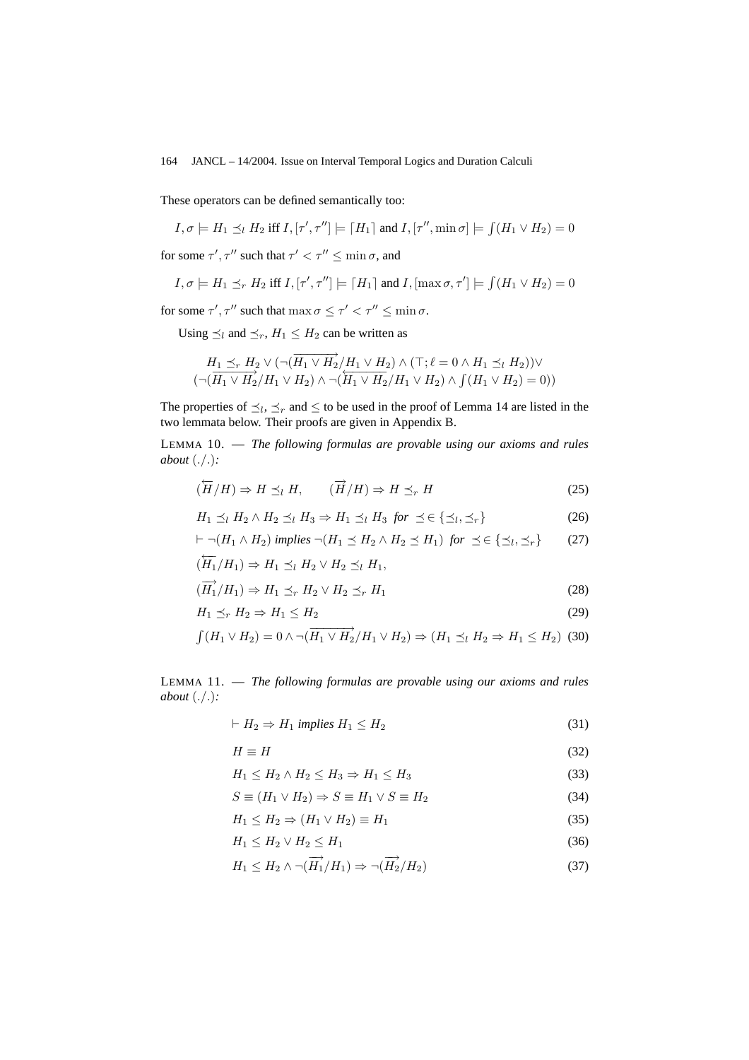These operators can be defined semantically too:

$$I, \sigma \models H_1 \preceq_l H_2 \text{ iff } I, [\tau', \tau''] \models \lceil H_1 \rceil \text{ and } I, [\tau'', \min \sigma] \models \textstyle\int (H_1 \vee H_2) = 0$$

for some $\tau', \tau''$ such that $\tau' < \tau'' \leq \min \sigma$, and

$$I, \sigma \models H_1 \preceq_r H_2 \text{ iff } I, [\tau', \tau''] \models \lceil H_1 \rceil \text{ and } I, [\max \sigma, \tau'] \models \textstyle\int (H_1 \vee H_2) = 0$$

for some $\tau', \tau''$ such that $\max \sigma \leq \tau' < \tau'' \leq \min \sigma$.

Using $\preceq_l$ and $\preceq_r$, $H_1 \leq H_2$ can be written as

$$\begin{array}{c} H_1 \preceq_r H_2 \vee (\neg(\overrightarrow{H_1 \vee H_2}/H_1 \vee H_2) \wedge (\top; \ell = 0 \wedge H_1 \preceq_l H_2)) \vee \\ (\neg(\overrightarrow{H_1 \vee H_2}/H_1 \vee H_2) \wedge \neg(\overleftarrow{H_1 \vee H_2}/H_1 \vee H_2) \wedge \textstyle\int (H_1 \vee H_2) = 0)) \end{array}$$

The properties of $\preceq_l$, $\preceq_r$ and $\leq$ to be used in the proof of Lemma 14 are listed in the two lemmata below. Their proofs are given in Appendix B.

LEMMA 10. — *The following formulas are provable using our axioms and rules about* $(./.)$*:*

$$(\overleftarrow{H}/H) \Rightarrow H \preceq_l H, \qquad (\overrightarrow{H}/H) \Rightarrow H \preceq_r H \tag{25}$$

$$H_1 \preceq_l H_2 \wedge H_2 \preceq_l H_3 \Rightarrow H_1 \preceq_l H_3 \text{ for } \preceq \in \{\preceq_l, \preceq_r\} \tag{26}$$

$$\vdash \neg(H_1 \wedge H_2) \text{ implies } \neg(H_1 \preceq H_2 \wedge H_2 \preceq H_1) \text{ for } \preceq \in \{\preceq_l, \preceq_r\} \tag{27}$$

$$(\overleftarrow{H_1}/H_1) \Rightarrow H_1 \preceq_l H_2 \vee H_2 \preceq_l H_1,$$

$$(\overrightarrow{H_1}/H_1) \Rightarrow H_1 \preceq_r H_2 \vee H_2 \preceq_r H_1 \tag{28}$$

$$H_1 \preceq_r H_2 \Rightarrow H_1 \leq H_2 \tag{29}$$

$$\textstyle\int (H_1 \vee H_2) = 0 \wedge \neg(\overrightarrow{H_1 \vee H_2}/H_1 \vee H_2) \Rightarrow (H_1 \preceq_l H_2 \Rightarrow H_1 \leq H_2) \tag{30}$$

LEMMA 11. — *The following formulas are provable using our axioms and rules about* $(./.)$*:*

$$\vdash H_2 \Rightarrow H_1 \text{ implies } H_1 \leq H_2 \tag{31}$$

$$H \equiv H \tag{32}$$

$$H_1 \leq H_2 \wedge H_2 \leq H_3 \Rightarrow H_1 \leq H_3 \tag{33}$$

$$S \equiv (H_1 \vee H_2) \Rightarrow S \equiv H_1 \vee S \equiv H_2 \tag{34}$$

$$H_1 \leq H_2 \Rightarrow (H_1 \vee H_2) \equiv H_1 \tag{35}$$

$$H_1 \leq H_2 \vee H_2 \leq H_1 \tag{36}$$

$$H_1 \leq H_2 \wedge \neg(\overrightarrow{H_1}/H_1) \Rightarrow \neg(\overrightarrow{H_2}/H_2) \tag{37}$$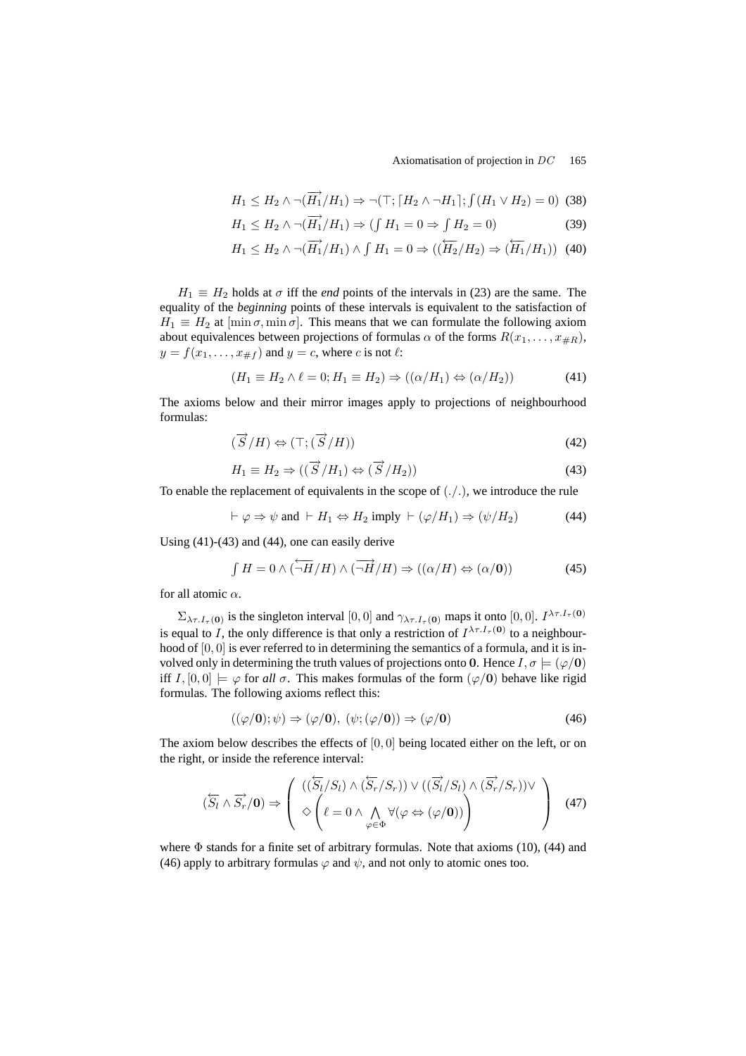$$H_1 \leq H_2 \wedge \neg(\overrightarrow{H_1}/H_1) \Rightarrow \neg(\top; \lceil H_2 \wedge \neg H_1 \rceil; \textstyle\int (H_1 \vee H_2) = 0) \quad (38)$$

$$H_1 \leq H_2 \wedge \neg(\overrightarrow{H_1}/H_1) \Rightarrow (\textstyle\int H_1 = 0 \Rightarrow \int H_2 = 0) \quad (39)$$

$$H_1 \leq H_2 \wedge \neg(\overrightarrow{H_1}/H_1) \wedge \textstyle\int H_1 = 0 \Rightarrow ((\overleftarrow{H_2}/H_2) \Rightarrow (\overleftarrow{H_1}/H_1)) \quad (40)$$

$H_1 \equiv H_2$ holds at $\sigma$ iff the *end* points of the intervals in (23) are the same. The equality of the *beginning* points of these intervals is equivalent to the satisfaction of $H_1 \equiv H_2$ at $[\min \sigma, \min \sigma]$. This means that we can formulate the following axiom about equivalences between projections of formulas $\alpha$ of the forms $R(x_1, \ldots, x_{\#R})$, $y = f(x_1, \ldots, x_{\#f})$ and $y = c$, where $c$ is not $\ell$:

$$(H_1 \equiv H_2 \wedge \ell = 0; H_1 \equiv H_2) \Rightarrow ((\alpha/H_1) \Leftrightarrow (\alpha/H_2)) \quad (41)$$

The axioms below and their mirror images apply to projections of neighbourhood formulas:

$$(\overrightarrow{S}/H) \Leftrightarrow (\top; (\overrightarrow{S}/H)) \quad (42)$$

$$H_1 \equiv H_2 \Rightarrow ((\overrightarrow{S}/H_1) \Leftrightarrow (\overrightarrow{S}/H_2)) \quad (43)$$

To enable the replacement of equivalents in the scope of $(./.)$, we introduce the rule

$$\vdash \varphi \Rightarrow \psi \text{ and } \vdash H_1 \Leftrightarrow H_2 \text{ imply } \vdash (\varphi/H_1) \Rightarrow (\psi/H_2) \quad (44)$$

Using (41)-(43) and (44), one can easily derive

$$\textstyle\int H = 0 \wedge (\overleftarrow{\neg H}/H) \wedge (\overrightarrow{\neg H}/H) \Rightarrow ((\alpha/H) \Leftrightarrow (\alpha/\mathbf{0})) \quad (45)$$

for all atomic $\alpha$.

$\Sigma_{\lambda\tau.I_\tau(\mathbf{0})}$ is the singleton interval $[0,0]$ and $\gamma_{\lambda\tau.I_\tau(\mathbf{0})}$ maps it onto $[0,0]$. $I^{\lambda\tau.I_\tau(\mathbf{0})}$ is equal to $I$, the only difference is that only a restriction of $I^{\lambda\tau.I_\tau(\mathbf{0})}$ to a neighbourhood of $[0,0]$ is ever referred to in determining the semantics of a formula, and it is involved only in determining the truth values of projections onto $\mathbf{0}$. Hence $I, \sigma \models (\varphi/\mathbf{0})$ iff $I, [0,0] \models \varphi$ for *all* $\sigma$. This makes formulas of the form $(\varphi/\mathbf{0})$ behave like rigid formulas. The following axioms reflect this:

$$((\varphi/\mathbf{0}); \psi) \Rightarrow (\varphi/\mathbf{0}),\ (\psi; (\varphi/\mathbf{0})) \Rightarrow (\varphi/\mathbf{0}) \quad (46)$$

The axiom below describes the effects of $[0,0]$ being located either on the left, or on the right, or inside the reference interval:

$$(\overleftarrow{S_l} \wedge \overrightarrow{S_r}/\mathbf{0}) \Rightarrow \left( \begin{array}{c} ((\overleftarrow{S_l}/S_l) \wedge (\overleftarrow{S_r}/S_r)) \vee ((\overrightarrow{S_l}/S_l) \wedge (\overrightarrow{S_r}/S_r)) \vee \\ \Diamond \left( \ell = 0 \wedge \bigwedge\limits_{\varphi \in \Phi} \forall (\varphi \Leftrightarrow (\varphi/\mathbf{0})) \right) \end{array} \right) \quad (47)$$

where $\Phi$ stands for a finite set of arbitrary formulas. Note that axioms (10), (44) and (46) apply to arbitrary formulas $\varphi$ and $\psi$, and not only to atomic ones too.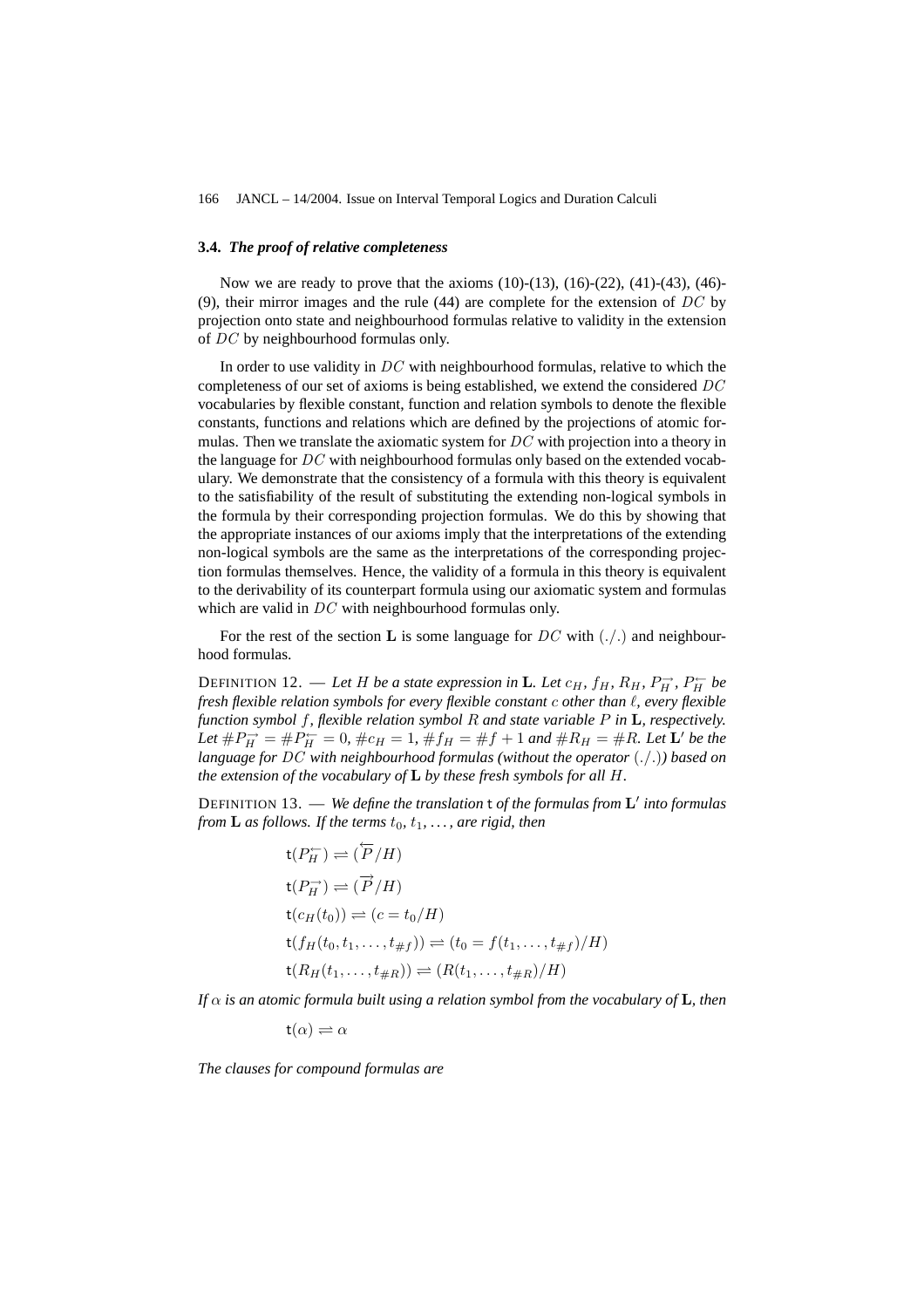### 3.4. *The proof of relative completeness*

Now we are ready to prove that the axioms (10)-(13), (16)-(22), (41)-(43), (46)-(9), their mirror images and the rule (44) are complete for the extension of $DC$ by projection onto state and neighbourhood formulas relative to validity in the extension of $DC$ by neighbourhood formulas only.

In order to use validity in $DC$ with neighbourhood formulas, relative to which the completeness of our set of axioms is being established, we extend the considered $DC$ vocabularies by flexible constant, function and relation symbols to denote the flexible constants, functions and relations which are defined by the projections of atomic formulas. Then we translate the axiomatic system for $DC$ with projection into a theory in the language for $DC$ with neighbourhood formulas only based on the extended vocabulary. We demonstrate that the consistency of a formula with this theory is equivalent to the satisfiability of the result of substituting the extending non-logical symbols in the formula by their corresponding projection formulas. We do this by showing that the appropriate instances of our axioms imply that the interpretations of the extending non-logical symbols are the same as the interpretations of the corresponding projection formulas themselves. Hence, the validity of a formula in this theory is equivalent to the derivability of its counterpart formula using our axiomatic system and formulas which are valid in $DC$ with neighbourhood formulas only.

For the rest of the section $\mathbf{L}$ is some language for $DC$ with $(./.)$ and neighbourhood formulas.

DEFINITION 12. — *Let $H$ be a state expression in $\mathbf{L}$. Let $c_H$, $f_H$, $R_H$, $P_H^{\rightarrow}$, $P_H^{\leftarrow}$ be fresh flexible relation symbols for every flexible constant $c$ other than $\ell$, every flexible function symbol $f$, flexible relation symbol $R$ and state variable $P$ in $\mathbf{L}$, respectively. Let $\#P_H^{\rightarrow} = \#P_H^{\leftarrow} = 0$, $\#c_H = 1$, $\#f_H = \#f + 1$ and $\#R_H = \#R$. Let $\mathbf{L}'$ be the language for $DC$ with neighbourhood formulas (without the operator $(./.)$) based on the extension of the vocabulary of $\mathbf{L}$ by these fresh symbols for all $H$.*

DEFINITION 13. — *We define the translation $\mathsf{t}$ of the formulas from $\mathbf{L}'$ into formulas from $\mathbf{L}$ as follows. If the terms $t_0$, $t_1$, ..., are rigid, then*

$$\mathsf{t}(P_H^{\leftarrow}) \rightleftharpoons (\overleftarrow{P}/H)$$

$$\mathsf{t}(P_H^{\rightarrow}) \rightleftharpoons (\overrightarrow{P}/H)$$

$$\mathsf{t}(c_H(t_0)) \rightleftharpoons (c = t_0/H)$$

$$\mathsf{t}(f_H(t_0, t_1, \ldots, t_{\#f})) \rightleftharpoons (t_0 = f(t_1, \ldots, t_{\#f})/H)$$

$$\mathsf{t}(R_H(t_1, \ldots, t_{\#R})) \rightleftharpoons (R(t_1, \ldots, t_{\#R})/H)$$

*If $\alpha$ is an atomic formula built using a relation symbol from the vocabulary of $\mathbf{L}$, then*

$$\mathsf{t}(\alpha) \rightleftharpoons \alpha$$

*The clauses for compound formulas are*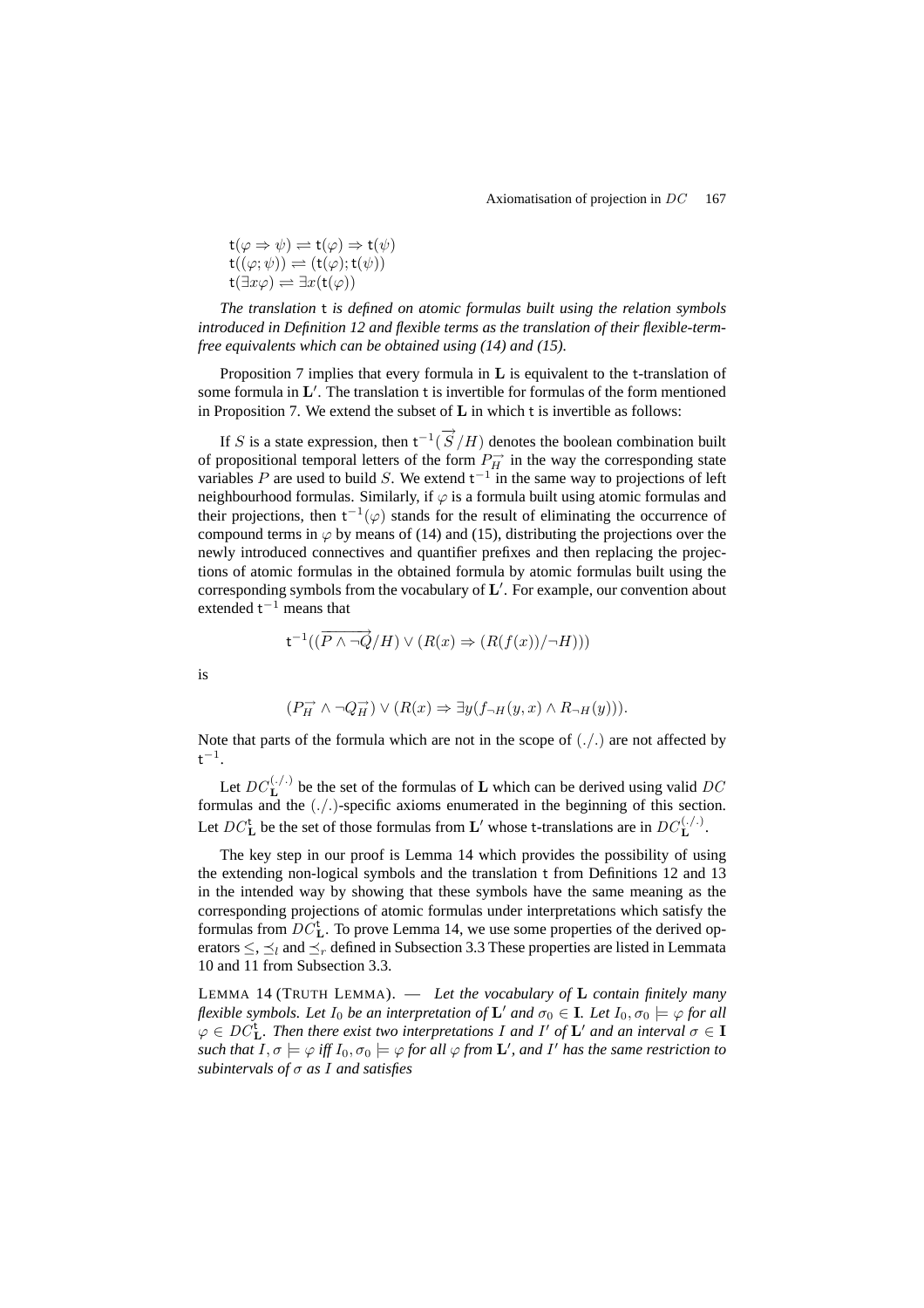$$\mathsf{t}(\varphi \Rightarrow \psi) \rightleftharpoons \mathsf{t}(\varphi) \Rightarrow \mathsf{t}(\psi)$$
$$\mathsf{t}((\varphi;\psi)) \rightleftharpoons (\mathsf{t}(\varphi);\mathsf{t}(\psi))$$
$$\mathsf{t}(\exists x\varphi) \rightleftharpoons \exists x(\mathsf{t}(\varphi))$$

*The translation* $\mathsf{t}$ *is defined on atomic formulas built using the relation symbols introduced in Definition 12 and flexible terms as the translation of their flexible-term-free equivalents which can be obtained using (14) and (15).*

Proposition 7 implies that every formula in $\mathbf{L}$ is equivalent to the $\mathsf{t}$-translation of some formula in $\mathbf{L}'$. The translation $\mathsf{t}$ is invertible for formulas of the form mentioned in Proposition 7. We extend the subset of $\mathbf{L}$ in which $\mathsf{t}$ is invertible as follows:

If $S$ is a state expression, then $\mathsf{t}^{-1}(\overrightarrow{S}/H)$ denotes the boolean combination built of propositional temporal letters of the form $P_H^{\rightarrow}$ in the way the corresponding state variables $P$ are used to build $S$. We extend $\mathsf{t}^{-1}$ in the same way to projections of left neighbourhood formulas. Similarly, if $\varphi$ is a formula built using atomic formulas and their projections, then $\mathsf{t}^{-1}(\varphi)$ stands for the result of eliminating the occurrence of compound terms in $\varphi$ by means of (14) and (15), distributing the projections over the newly introduced connectives and quantifier prefixes and then replacing the projections of atomic formulas in the obtained formula by atomic formulas built using the corresponding symbols from the vocabulary of $\mathbf{L}'$. For example, our convention about extended $\mathsf{t}^{-1}$ means that

$$\mathsf{t}^{-1}((\overrightarrow{P \wedge \neg Q}/H) \vee (R(x) \Rightarrow (R(f(x))/\neg H)))$$

is

$$(P_H^{\rightarrow} \wedge \neg Q_H^{\rightarrow}) \vee (R(x) \Rightarrow \exists y(f_{\neg H}(y,x) \wedge R_{\neg H}(y))).$$

Note that parts of the formula which are not in the scope of $(./.)$ are not affected by $\mathsf{t}^{-1}$.

Let $DC_{\mathbf{L}}^{(./.)}$ be the set of the formulas of $\mathbf{L}$ which can be derived using valid $DC$ formulas and the $(./.)$-specific axioms enumerated in the beginning of this section. Let $DC_{\mathbf{L}}^{\mathsf{t}}$ be the set of those formulas from $\mathbf{L}'$ whose $\mathsf{t}$-translations are in $DC_{\mathbf{L}}^{(./.)}$.

The key step in our proof is Lemma 14 which provides the possibility of using the extending non-logical symbols and the translation $\mathsf{t}$ from Definitions 12 and 13 in the intended way by showing that these symbols have the same meaning as the corresponding projections of atomic formulas under interpretations which satisfy the formulas from $DC_{\mathbf{L}}^{\mathsf{t}}$. To prove Lemma 14, we use some properties of the derived operators $\leq$, $\preceq_l$ and $\preceq_r$ defined in Subsection 3.3 These properties are listed in Lemmata 10 and 11 from Subsection 3.3.

LEMMA 14 (TRUTH LEMMA). — *Let the vocabulary of* $\mathbf{L}$ *contain finitely many flexible symbols. Let* $I_0$ *be an interpretation of* $\mathbf{L}'$ *and* $\sigma_0 \in \mathbf{I}$*. Let* $I_0, \sigma_0 \models \varphi$ *for all* $\varphi \in DC_{\mathbf{L}}^{\mathsf{t}}$*. Then there exist two interpretations* $I$ *and* $I'$ *of* $\mathbf{L}'$ *and an interval* $\sigma \in \mathbf{I}$ *such that* $I, \sigma \models \varphi$ *iff* $I_0, \sigma_0 \models \varphi$ *for all* $\varphi$ *from* $\mathbf{L}'$*, and* $I'$ *has the same restriction to subintervals of* $\sigma$ *as* $I$ *and satisfies*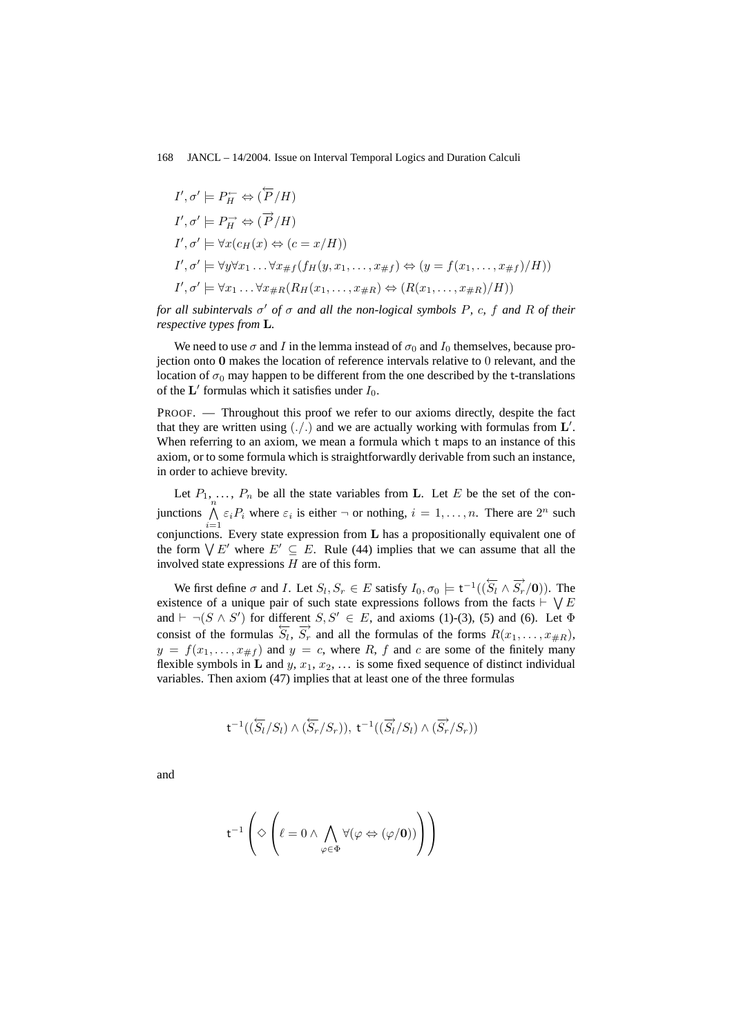$$I', \sigma' \models P_H^{\leftarrow} \Leftrightarrow (\overleftarrow{P}/H)$$

$$I', \sigma' \models P_H^{\rightarrow} \Leftrightarrow (\overrightarrow{P}/H)$$

$$I', \sigma' \models \forall x (c_H(x) \Leftrightarrow (c = x/H))$$

$$I', \sigma' \models \forall y \forall x_1 \ldots \forall x_{\#f} (f_H(y, x_1, \ldots, x_{\#f}) \Leftrightarrow (y = f(x_1, \ldots, x_{\#f})/H))$$

$$I', \sigma' \models \forall x_1 \ldots \forall x_{\#R} (R_H(x_1, \ldots, x_{\#R}) \Leftrightarrow (R(x_1, \ldots, x_{\#R})/H))$$

*for all subintervals $\sigma'$ of $\sigma$ and all the non-logical symbols $P$, $c$, $f$ and $R$ of their respective types from* $\mathbf{L}$*.*

We need to use $\sigma$ and $I$ in the lemma instead of $\sigma_0$ and $I_0$ themselves, because projection onto $\mathbf{0}$ makes the location of reference intervals relative to $0$ relevant, and the location of $\sigma_0$ may happen to be different from the one described by the $\mathsf{t}$-translations of the $\mathbf{L}'$ formulas which it satisfies under $I_0$.

PROOF. — Throughout this proof we refer to our axioms directly, despite the fact that they are written using $(./.)$ and we are actually working with formulas from $\mathbf{L}'$. When referring to an axiom, we mean a formula which $\mathsf{t}$ maps to an instance of this axiom, or to some formula which is straightforwardly derivable from such an instance, in order to achieve brevity.

Let $P_1, \ldots, P_n$ be all the state variables from $\mathbf{L}$. Let $E$ be the set of the conjunctions $\bigwedge\limits_{i=1}^{n} \varepsilon_i P_i$ where $\varepsilon_i$ is either $\neg$ or nothing, $i = 1, \ldots, n$. There are $2^n$ such conjunctions. Every state expression from $\mathbf{L}$ has a propositionally equivalent one of the form $\bigvee E'$ where $E' \subseteq E$. Rule (44) implies that we can assume that all the involved state expressions $H$ are of this form.

We first define $\sigma$ and $I$. Let $S_l, S_r \in E$ satisfy $I_0, \sigma_0 \models \mathsf{t}^{-1}((\overleftarrow{S_l} \wedge \overrightarrow{S_r}/\mathbf{0}))$. The existence of a unique pair of such state expressions follows from the facts $\vdash \bigvee E$ and $\vdash \neg(S \wedge S')$ for different $S, S' \in E$, and axioms (1)-(3), (5) and (6). Let $\Phi$ consist of the formulas $\overleftarrow{S_l}$, $\overrightarrow{S_r}$ and all the formulas of the forms $R(x_1, \ldots, x_{\#R})$, $y = f(x_1, \ldots, x_{\#f})$ and $y = c$, where $R$, $f$ and $c$ are some of the finitely many flexible symbols in $\mathbf{L}$ and $y, x_1, x_2, \ldots$ is some fixed sequence of distinct individual variables. Then axiom (47) implies that at least one of the three formulas

$$\mathsf{t}^{-1}((\overleftarrow{S_l}/S_l) \wedge (\overleftarrow{S_r}/S_r)),\ \mathsf{t}^{-1}((\overrightarrow{S_l}/S_l) \wedge (\overrightarrow{S_r}/S_r))$$

and

$$\mathsf{t}^{-1}\left(\Diamond\left(\ell = 0 \wedge \bigwedge_{\varphi \in \Phi} \forall(\varphi \Leftrightarrow (\varphi/\mathbf{0}))\right)\right)$$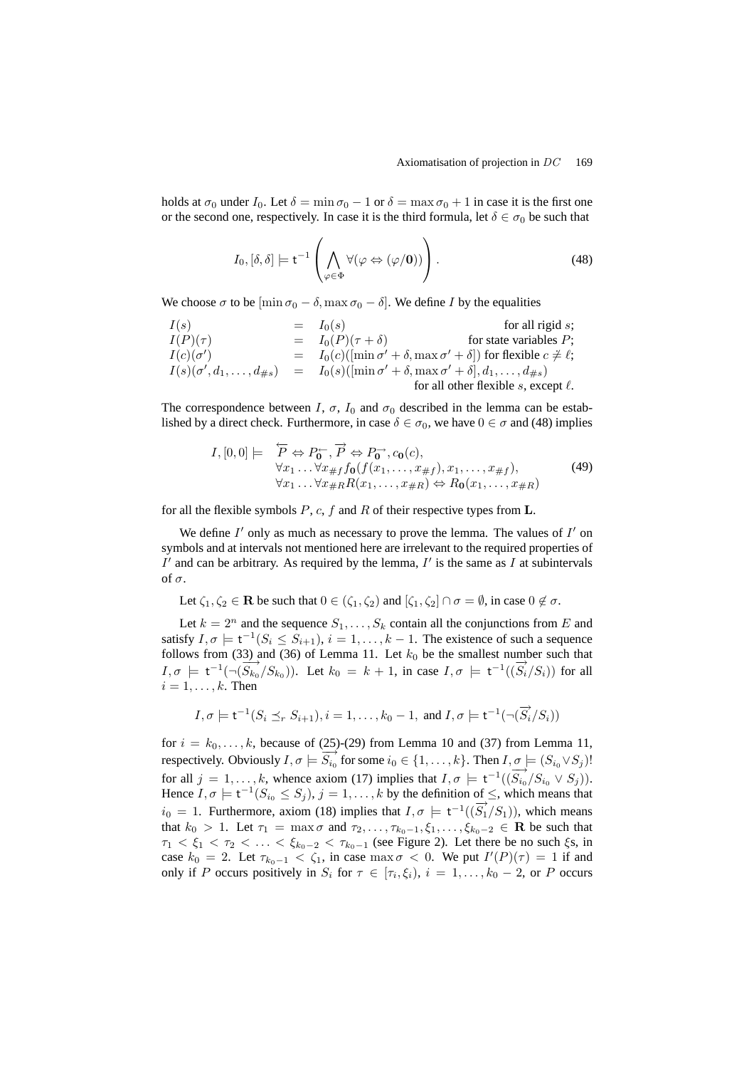holds at $\sigma_0$ under $I_0$. Let $\delta = \min \sigma_0 - 1$ or $\delta = \max \sigma_0 + 1$ in case it is the first one or the second one, respectively. In case it is the third formula, let $\delta \in \sigma_0$ be such that

$$I_0, [\delta, \delta] \models \mathsf{t}^{-1}\left(\bigwedge_{\varphi \in \Phi} \forall(\varphi \Leftrightarrow (\varphi/\mathbf{0}))\right). \tag{48}$$

We choose $\sigma$ to be $[\min \sigma_0 - \delta, \max \sigma_0 - \delta]$. We define $I$ by the equalities

$$\begin{array}{lcll}
I(s) & = & I_0(s) & \text{for all rigid } s; \\
I(P)(\tau) & = & I_0(P)(\tau + \delta) & \text{for state variables } P; \\
I(c)(\sigma') & = & I_0(c)([\min \sigma' + \delta, \max \sigma' + \delta]) & \text{for flexible } c \not\equiv \ell; \\
I(s)(\sigma', d_1, \ldots, d_{\#s}) & = & I_0(s)([\min \sigma' + \delta, \max \sigma' + \delta], d_1, \ldots, d_{\#s}) & \\
 & & & \text{for all other flexible } s, \text{ except } \ell.
\end{array}$$

The correspondence between $I$, $\sigma$, $I_0$ and $\sigma_0$ described in the lemma can be established by a direct check. Furthermore, in case $\delta \in \sigma_0$, we have $0 \in \sigma$ and (48) implies

$$\begin{array}{rl}
I, [0,0] \models & \overleftarrow{P} \Leftrightarrow P_{\overleftarrow{\mathbf{0}}}, \overrightarrow{P} \Leftrightarrow P_{\overrightarrow{\mathbf{0}}}, c_{\mathbf{0}}(c), \\
 & \forall x_1 \ldots \forall x_{\#f} f_{\mathbf{0}}(f(x_1, \ldots, x_{\#f}), x_1, \ldots, x_{\#f}), \\
 & \forall x_1 \ldots \forall x_{\#R} R(x_1, \ldots, x_{\#R}) \Leftrightarrow R_{\mathbf{0}}(x_1, \ldots, x_{\#R})
\end{array} \tag{49}$$

for all the flexible symbols $P$, $c$, $f$ and $R$ of their respective types from $\mathbf{L}$.

We define $I'$ only as much as necessary to prove the lemma. The values of $I'$ on symbols and at intervals not mentioned here are irrelevant to the required properties of $I'$ and can be arbitrary. As required by the lemma, $I'$ is the same as $I$ at subintervals of $\sigma$.

Let $\zeta_1, \zeta_2 \in \mathbf{R}$ be such that $0 \in (\zeta_1, \zeta_2)$ and $[\zeta_1, \zeta_2] \cap \sigma = \emptyset$, in case $0 \notin \sigma$.

Let $k = 2^n$ and the sequence $S_1, \ldots, S_k$ contain all the conjunctions from $E$ and satisfy $I, \sigma \models \mathsf{t}^{-1}(S_i \leq S_{i+1})$, $i = 1, \ldots, k-1$. The existence of such a sequence follows from (33) and (36) of Lemma 11. Let $k_0$ be the smallest number such that $I, \sigma \models \mathsf{t}^{-1}(\neg(\overrightarrow{S_{k_0}}/S_{k_0}))$. Let $k_0 = k+1$, in case $I, \sigma \models \mathsf{t}^{-1}((\overrightarrow{S_i}/S_i))$ for all $i = 1, \ldots, k$. Then

$$I, \sigma \models \mathsf{t}^{-1}(S_i \preceq_r S_{i+1}), i = 1, \ldots, k_0 - 1, \text{ and } I, \sigma \models \mathsf{t}^{-1}(\neg(\overrightarrow{S_i}/S_i))$$

for $i = k_0, \ldots, k$, because of (25)-(29) from Lemma 10 and (37) from Lemma 11, respectively. Obviously $I, \sigma \models \overrightarrow{S_{i_0}}$ for some $i_0 \in \{1, \ldots, k\}$. Then $I, \sigma \models (S_{i_0} \vee S_j)!$ for all $j = 1, \ldots, k$, whence axiom (17) implies that $I, \sigma \models \mathsf{t}^{-1}((\overrightarrow{S_{i_0}}/S_{i_0} \vee S_j))$. Hence $I, \sigma \models \mathsf{t}^{-1}(S_{i_0} \leq S_j)$, $j = 1, \ldots, k$ by the definition of $\leq$, which means that $i_0 = 1$. Furthermore, axiom (18) implies that $I, \sigma \models \mathsf{t}^{-1}((\overrightarrow{S_1}/S_1))$, which means that $k_0 > 1$. Let $\tau_1 = \max \sigma$ and $\tau_2, \ldots, \tau_{k_0-1}, \xi_1, \ldots, \xi_{k_0-2} \in \mathbf{R}$ be such that $\tau_1 < \xi_1 < \tau_2 < \ldots < \xi_{k_0-2} < \tau_{k_0-1}$ (see Figure 2). Let there be no such $\xi$s, in case $k_0 = 2$. Let $\tau_{k_0-1} < \zeta_1$, in case $\max \sigma < 0$. We put $I'(P)(\tau) = 1$ if and only if $P$ occurs positively in $S_i$ for $\tau \in [\tau_i, \xi_i)$, $i = 1, \ldots, k_0 - 2$, or $P$ occurs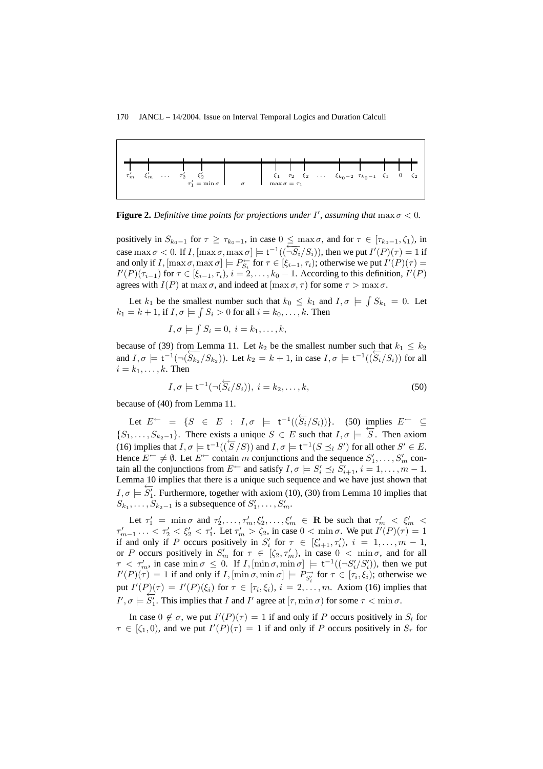**Figure 2.** *Definitive time points for projections under $I'$, assuming that* $\max\sigma < 0$.

positively in $S_{k_0-1}$ for $\tau \geq \tau_{k_0-1}$, in case $0 \leq \max\sigma$, and for $\tau \in [\tau_{k_0-1}, \zeta_1)$, in case $\max\sigma < 0$. If $I, [\max\sigma, \max\sigma] \models \mathsf{t}^{-1}((\overleftarrow{\neg S_i}/S_i))$, then we put $I'(P)(\tau) = 1$ if and only if $I, [\max\sigma, \max\sigma] \models P^{\leftarrow}_{S_i}$ for $\tau \in [\xi_{i-1}, \tau_i)$; otherwise we put $I'(P)(\tau) = I'(P)(\tau_{i-1})$ for $\tau \in [\xi_{i-1}, \tau_i)$, $i = 2, \ldots, k_0 - 1$. According to this definition, $I'(P)$ agrees with $I(P)$ at $\max\sigma$, and indeed at $[\max\sigma, \tau)$ for some $\tau > \max\sigma$.

Let $k_1$ be the smallest number such that $k_0 \leq k_1$ and $I, \sigma \models \int S_{k_1} = 0$. Let $k_1 = k + 1$, if $I, \sigma \models \int S_i > 0$ for all $i = k_0, \ldots, k$. Then

$$I, \sigma \models \int S_i = 0,\ i = k_1, \ldots, k,$$

because of (39) from Lemma 11. Let $k_2$ be the smallest number such that $k_1 \leq k_2$ and $I, \sigma \models \mathsf{t}^{-1}(\neg(\overleftarrow{S_{k_2}}/S_{k_2}))$. Let $k_2 = k + 1$, in case $I, \sigma \models \mathsf{t}^{-1}((\overleftarrow{S_i}/S_i))$ for all $i = k_1, \ldots, k$. Then

$$I, \sigma \models \mathsf{t}^{-1}(\neg(\overleftarrow{S_i}/S_i)),\ i = k_2, \ldots, k, \tag{50}$$

because of (40) from Lemma 11.

Let $E^{\leftarrow} = \{S \in E : I, \sigma \models \mathsf{t}^{-1}((\overleftarrow{S_i}/S_i))\}$. (50) implies $E^{\leftarrow} \subseteq \{S_1, \ldots, S_{k_2-1}\}$. There exists a unique $S \in E$ such that $I, \sigma \models \overleftarrow{S}$. Then axiom (16) implies that $I, \sigma \models \mathsf{t}^{-1}((\overleftarrow{S}/S))$ and $I, \sigma \models \mathsf{t}^{-1}(S \preceq_l S')$ for all other $S' \in E$. Hence $E^{\leftarrow} \neq \emptyset$. Let $E^{\leftarrow}$ contain $m$ conjunctions and the sequence $S'_1, \ldots, S'_m$ contain all the conjunctions from $E^{\leftarrow}$ and satisfy $I, \sigma \models S'_i \preceq_l S'_{i+1}$, $i = 1, \ldots, m-1$. Lemma 10 implies that there is a unique such sequence and we have just shown that $I, \sigma \models \overleftarrow{S'_1}$. Furthermore, together with axiom (10), (30) from Lemma 10 implies that $S_{k_1}, \ldots, S_{k_2-1}$ is a subsequence of $S'_1, \ldots, S'_m$.

Let $\tau'_1 = \min\sigma$ and $\tau'_2, \ldots, \tau'_m, \xi'_2, \ldots, \xi'_m \in \mathbf{R}$ be such that $\tau'_m < \xi'_m < \tau'_{m-1} \ldots < \tau'_2 < \xi'_2 < \tau'_1$. Let $\tau'_m > \zeta_2$, in case $0 < \min\sigma$. We put $I'(P)(\tau) = 1$ if and only if $P$ occurs positively in $S'_i$ for $\tau \in [\xi'_{i+1}, \tau'_i)$, $i = 1, \ldots, m-1$, or $P$ occurs positively in $S'_m$ for $\tau \in [\zeta_2, \tau'_m)$, in case $0 < \min\sigma$, and for all $\tau < \tau'_m$, in case $\min\sigma \leq 0$. If $I, [\min\sigma, \min\sigma] \models \mathsf{t}^{-1}((\neg S'_i/S'_i))$, then we put $I'(P)(\tau) = 1$ if and only if $I, [\min\sigma, \min\sigma] \models P^{\rightarrow}_{S'_i}$ for $\tau \in [\tau_i, \xi_i)$; otherwise we put $I'(P)(\tau) = I'(P)(\xi_i)$ for $\tau \in [\tau_i, \xi_i)$, $i = 2, \ldots, m$. Axiom (16) implies that $I', \sigma \models \overleftarrow{S'_1}$. This implies that $I$ and $I'$ agree at $[\tau, \min\sigma)$ for some $\tau < \min\sigma$.

In case $0 \notin \sigma$, we put $I'(P)(\tau) = 1$ if and only if $P$ occurs positively in $S_l$ for $\tau \in [\zeta_1, 0)$, and we put $I'(P)(\tau) = 1$ if and only if $P$ occurs positively in $S_r$ for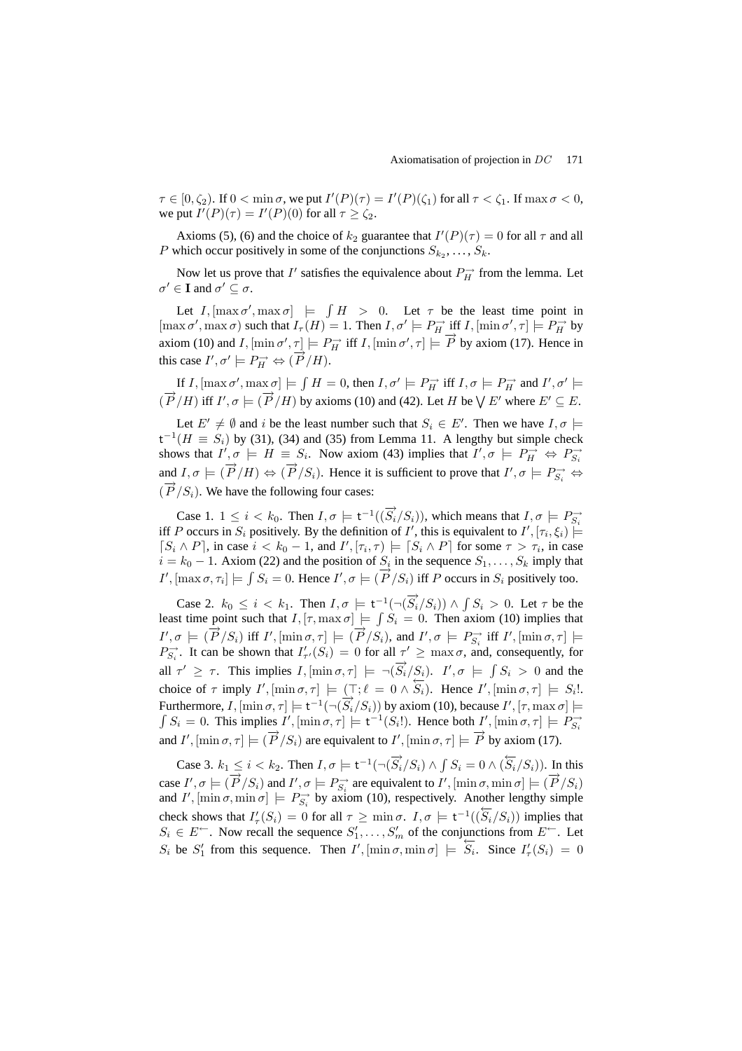$\tau \in [0, \zeta_2)$. If $0 < \min \sigma$, we put $I'(P)(\tau) = I'(P)(\zeta_1)$ for all $\tau < \zeta_1$. If $\max \sigma < 0$, we put $I'(P)(\tau) = I'(P)(0)$ for all $\tau \geq \zeta_2$.

Axioms (5), (6) and the choice of $k_2$ guarantee that $I'(P)(\tau) = 0$ for all $\tau$ and all $P$ which occur positively in some of the conjunctions $S_{k_2}, \ldots, S_k$.

Now let us prove that $I'$ satisfies the equivalence about $P_{\overrightarrow{H}}$ from the lemma. Let $\sigma' \in \mathbf{I}$ and $\sigma' \subseteq \sigma$.

Let $I, [\max \sigma', \max \sigma] \models \int H > 0$. Let $\tau$ be the least time point in $[\max \sigma', \max \sigma)$ such that $I_\tau(H) = 1$. Then $I, \sigma' \models P_{\overrightarrow{H}}$ iff $I, [\min \sigma', \tau] \models P_{\overrightarrow{H}}$ by axiom (10) and $I, [\min \sigma', \tau] \models P_{\overrightarrow{H}}$ iff $I, [\min \sigma', \tau] \models \overrightarrow{P}$ by axiom (17). Hence in this case $I', \sigma' \models P_{\overrightarrow{H}} \Leftrightarrow (\overrightarrow{P}/H)$.

If $I, [\max \sigma', \max \sigma] \models \int H = 0$, then $I, \sigma' \models P_{\overrightarrow{H}}$ iff $I, \sigma \models P_{\overrightarrow{H}}$ and $I', \sigma' \models (\overrightarrow{P}/H)$ iff $I', \sigma \models (\overrightarrow{P}/H)$ by axioms (10) and (42). Let $H$ be $\bigvee E'$ where $E' \subseteq E$.

Let $E' \neq \emptyset$ and $i$ be the least number such that $S_i \in E'$. Then we have $I, \sigma \models \mathsf{t}^{-1}(H \equiv S_i)$ by (31), (34) and (35) from Lemma 11. A lengthy but simple check shows that $I', \sigma \models H \equiv S_i$. Now axiom (43) implies that $I', \sigma \models P_{\overrightarrow{H}} \Leftrightarrow P_{\overrightarrow{S_i}}$ and $I, \sigma \models (\overrightarrow{P}/H) \Leftrightarrow (\overrightarrow{P}/S_i)$. Hence it is sufficient to prove that $I', \sigma \models P_{\overrightarrow{S_i}} \Leftrightarrow (\overrightarrow{P}/S_i)$. We have the following four cases:

Case 1. $1 \leq i < k_0$. Then $I, \sigma \models \mathsf{t}^{-1}((\overrightarrow{S_i}/S_i))$, which means that $I, \sigma \models P_{\overrightarrow{S_i}}$ iff $P$ occurs in $S_i$ positively. By the definition of $I'$, this is equivalent to $I', [\tau_i, \xi_i) \models \lceil S_i \wedge P \rceil$, in case $i < k_0 - 1$, and $I', [\tau_i, \tau) \models \lceil S_i \wedge P \rceil$ for some $\tau > \tau_i$, in case $i = k_0 - 1$. Axiom (22) and the position of $S_i$ in the sequence $S_1, \ldots, S_k$ imply that $I', [\max \sigma, \tau_i] \models \int S_i = 0$. Hence $I', \sigma \models (\overrightarrow{P}/S_i)$ iff $P$ occurs in $S_i$ positively too.

Case 2. $k_0 \leq i < k_1$. Then $I, \sigma \models \mathsf{t}^{-1}(\neg(\overrightarrow{S_i}/S_i)) \wedge \int S_i > 0$. Let $\tau$ be the least time point such that $I, [\tau, \max \sigma] \models \int S_i = 0$. Then axiom (10) implies that $I', \sigma \models (\overrightarrow{P}/S_i)$ iff $I', [\min \sigma, \tau] \models (\overrightarrow{P}/S_i)$, and $I', \sigma \models P_{\overrightarrow{S_i}}$ iff $I', [\min \sigma, \tau] \models P_{\overrightarrow{S_i}}$. It can be shown that $I'_{\tau'}(S_i) = 0$ for all $\tau' \geq \max \sigma$, and, consequently, for all $\tau' \geq \tau$. This implies $I, [\min \sigma, \tau] \models \neg(\overrightarrow{S_i}/S_i)$. $I', \sigma \models \int S_i > 0$ and the choice of $\tau$ imply $I', [\min \sigma, \tau] \models (\top; \ell = 0 \wedge \overleftarrow{S_i})$. Hence $I', [\min \sigma, \tau] \models S_i!$. Furthermore, $I, [\min \sigma, \tau] \models \mathsf{t}^{-1}(\neg(\overrightarrow{S_i}/S_i))$ by axiom (10), because $I', [\tau, \max \sigma] \models \int S_i = 0$. This implies $I', [\min \sigma, \tau] \models \mathsf{t}^{-1}(S_i!)$. Hence both $I', [\min \sigma, \tau] \models P_{\overrightarrow{S_i}}$ and $I', [\min \sigma, \tau] \models (\overrightarrow{P}/S_i)$ are equivalent to $I', [\min \sigma, \tau] \models \overrightarrow{P}$ by axiom (17).

Case 3. $k_1 \leq i < k_2$. Then $I, \sigma \models \mathsf{t}^{-1}(\neg(\overrightarrow{S_i}/S_i) \wedge \int S_i = 0 \wedge (\overleftarrow{S_i}/S_i))$. In this case $I', \sigma \models (\overrightarrow{P}/S_i)$ and $I', \sigma \models P_{\overrightarrow{S_i}}$ are equivalent to $I', [\min \sigma, \min \sigma] \models (\overrightarrow{P}/S_i)$ and $I', [\min \sigma, \min \sigma] \models P_{\overrightarrow{S_i}}$ by axiom (10), respectively. Another lengthy simple check shows that $I'_\tau(S_i) = 0$ for all $\tau \geq \min \sigma$. $I, \sigma \models \mathsf{t}^{-1}((\overleftarrow{S_i}/S_i))$ implies that $S_i \in E^{\leftarrow}$. Now recall the sequence $S'_1, \ldots, S'_m$ of the conjunctions from $E^{\leftarrow}$. Let $S_i$ be $S'_1$ from this sequence. Then $I', [\min \sigma, \min \sigma] \models \overleftarrow{S_i}$. Since $I'_\tau(S_i) = 0$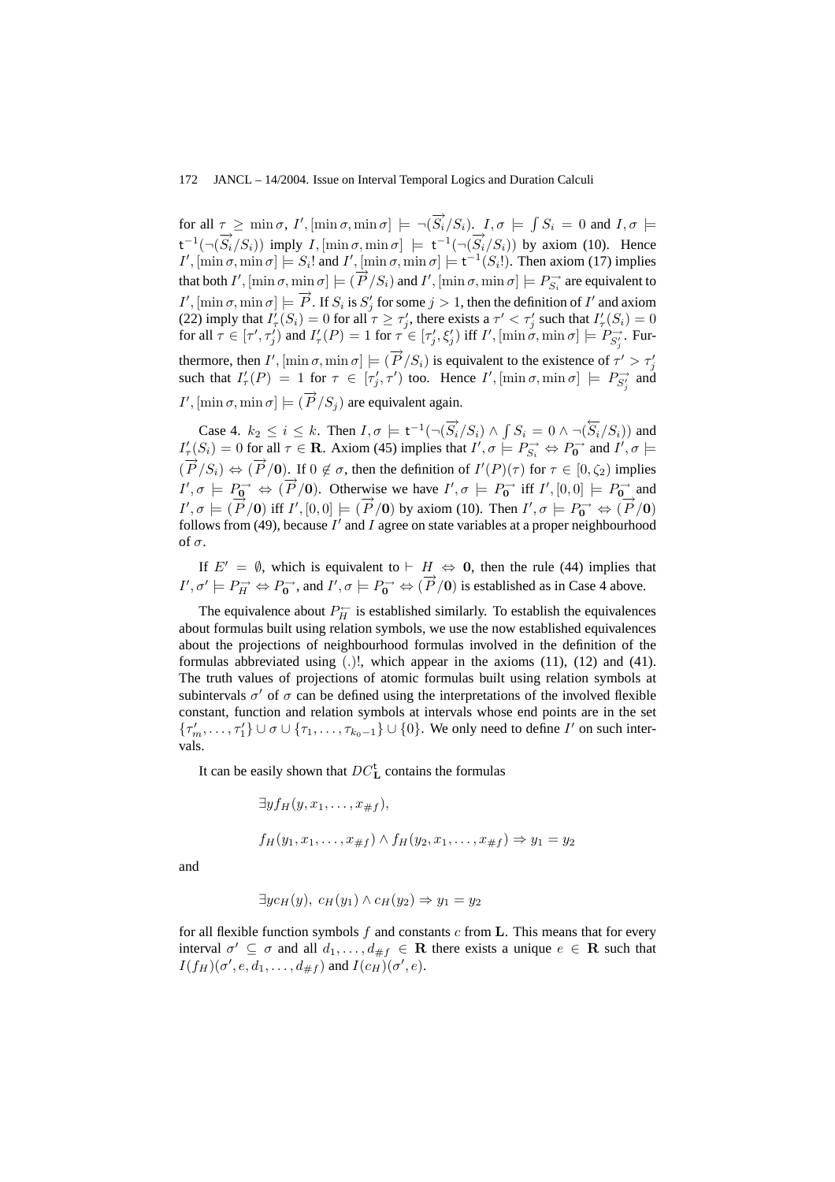for all $\tau \geq \min\sigma$, $I', [\min\sigma, \min\sigma] \models \neg(\overrightarrow{S_i}/S_i)$. $I, \sigma \models \int S_i = 0$ and $I, \sigma \models \mathsf{t}^{-1}(\neg(\overrightarrow{S_i}/S_i))$ imply $I, [\min\sigma, \min\sigma] \models \mathsf{t}^{-1}(\neg(\overrightarrow{S_i}/S_i))$ by axiom (10). Hence $I', [\min\sigma, \min\sigma] \models S_i!$ and $I', [\min\sigma, \min\sigma] \models \mathsf{t}^{-1}(S_i!)$. Then axiom (17) implies that both $I', [\min\sigma, \min\sigma] \models (\overrightarrow{P}/S_i)$ and $I', [\min\sigma, \min\sigma] \models P_{\overrightarrow{S_i}}$ are equivalent to $I', [\min\sigma, \min\sigma] \models \overrightarrow{P}$. If $S_i$ is $S'_j$ for some $j > 1$, then the definition of $I'$ and axiom (22) imply that $I'_\tau(S_i) = 0$ for all $\tau \geq \tau'_j$, there exists a $\tau' < \tau'_j$ such that $I'_\tau(S_i) = 0$ for all $\tau \in [\tau', \tau'_j)$ and $I'_\tau(P) = 1$ for $\tau \in [\tau'_j, \xi'_j)$ iff $I', [\min\sigma, \min\sigma] \models P_{\overrightarrow{S'_j}}$. Furthermore, then $I', [\min\sigma, \min\sigma] \models (\overrightarrow{P}/S_i)$ is equivalent to the existence of $\tau' > \tau'_j$ such that $I'_\tau(P) = 1$ for $\tau \in [\tau'_j, \tau')$ too. Hence $I', [\min\sigma, \min\sigma] \models P_{\overrightarrow{S'_j}}$ and $I', [\min\sigma, \min\sigma] \models (\overrightarrow{P}/S_j)$ are equivalent again.

Case 4. $k_2 \leq i \leq k$. Then $I, \sigma \models \mathsf{t}^{-1}(\neg(\overrightarrow{S_i}/S_i) \wedge \int S_i = 0 \wedge \neg(\overleftarrow{S_i}/S_i))$ and $I'_\tau(S_i) = 0$ for all $\tau \in \mathbf{R}$. Axiom (45) implies that $I', \sigma \models P_{\overrightarrow{S_i}} \Leftrightarrow P_{\overrightarrow{\mathbf{0}}}$ and $I', \sigma \models (\overrightarrow{P}/S_i) \Leftrightarrow (\overrightarrow{P}/\mathbf{0})$. If $0 \notin \sigma$, then the definition of $I'(P)(\tau)$ for $\tau \in [0, \zeta_2)$ implies $I', \sigma \models P_{\overrightarrow{\mathbf{0}}} \Leftrightarrow (\overrightarrow{P}/\mathbf{0})$. Otherwise we have $I', \sigma \models P_{\overrightarrow{\mathbf{0}}}$ iff $I', [0,0] \models P_{\overrightarrow{\mathbf{0}}}$ and $I', \sigma \models (\overrightarrow{P}/\mathbf{0})$ iff $I', [0,0] \models (\overrightarrow{P}/\mathbf{0})$ by axiom (10). Then $I', \sigma \models P_{\overrightarrow{\mathbf{0}}} \Leftrightarrow (\overrightarrow{P}/\mathbf{0})$ follows from (49), because $I'$ and $I$ agree on state variables at a proper neighbourhood of $\sigma$.

If $E' = \emptyset$, which is equivalent to $\vdash H \Leftrightarrow \mathbf{0}$, then the rule (44) implies that $I', \sigma' \models P_{\overrightarrow{H}} \Leftrightarrow P_{\overrightarrow{\mathbf{0}}}$, and $I', \sigma \models P_{\overrightarrow{\mathbf{0}}} \Leftrightarrow (\overrightarrow{P}/\mathbf{0})$ is established as in Case 4 above.

The equivalence about $P_{\overleftarrow{H}}$ is established similarly. To establish the equivalences about formulas built using relation symbols, we use the now established equivalences about the projections of neighbourhood formulas involved in the definition of the formulas abbreviated using $(.)!$, which appear in the axioms (11), (12) and (41). The truth values of projections of atomic formulas built using relation symbols at subintervals $\sigma'$ of $\sigma$ can be defined using the interpretations of the involved flexible constant, function and relation symbols at intervals whose end points are in the set $\{\tau'_m, \ldots, \tau'_1\} \cup \sigma \cup \{\tau_1, \ldots, \tau_{k_0-1}\} \cup \{0\}$. We only need to define $I'$ on such intervals.

It can be easily shown that $DC^{\mathsf{t}}_{\mathbf{L}}$ contains the formulas

$$\exists y f_H(y, x_1, \ldots, x_{\#f}),$$

$$f_H(y_1, x_1, \ldots, x_{\#f}) \wedge f_H(y_2, x_1, \ldots, x_{\#f}) \Rightarrow y_1 = y_2$$

and

$$\exists y c_H(y),\ c_H(y_1) \wedge c_H(y_2) \Rightarrow y_1 = y_2$$

for all flexible function symbols $f$ and constants $c$ from $\mathbf{L}$. This means that for every interval $\sigma' \subseteq \sigma$ and all $d_1, \ldots, d_{\#f} \in \mathbf{R}$ there exists a unique $e \in \mathbf{R}$ such that $I(f_H)(\sigma', e, d_1, \ldots, d_{\#f})$ and $I(c_H)(\sigma', e)$.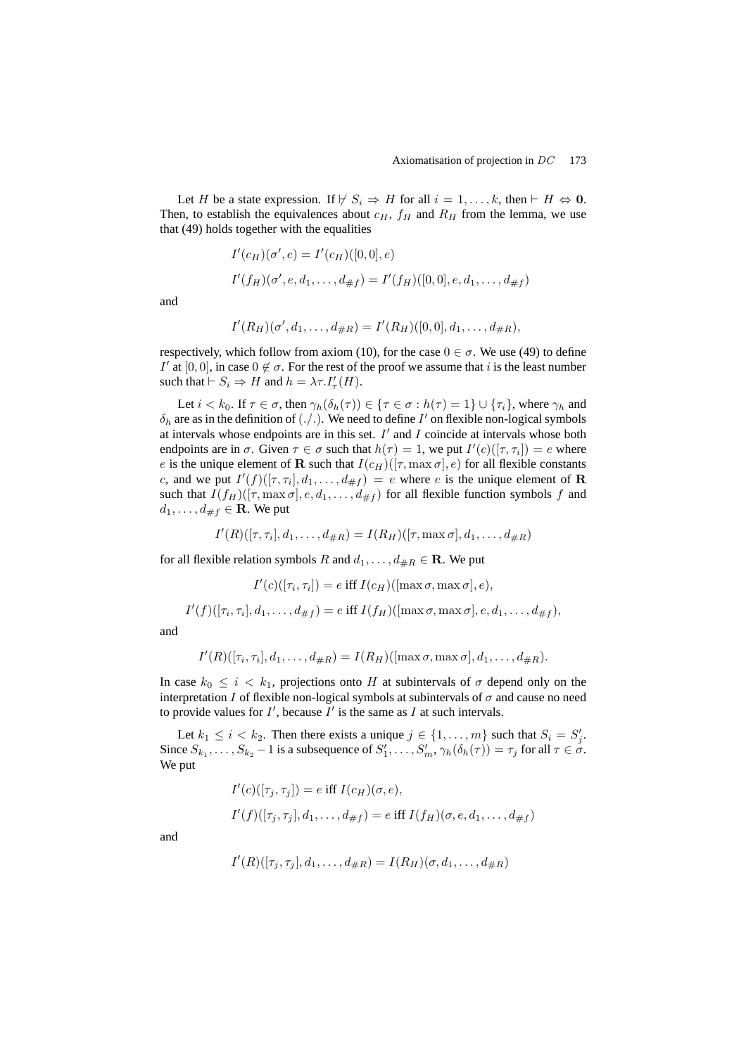Let $H$ be a state expression. If $\not\vdash S_i \Rightarrow H$ for all $i = 1, \ldots, k$, then $\vdash H \Leftrightarrow \mathbf{0}$. Then, to establish the equivalences about $c_H$, $f_H$ and $R_H$ from the lemma, we use that (49) holds together with the equalities

$$I'(c_H)(\sigma', e) = I'(c_H)([0,0], e)$$

$$I'(f_H)(\sigma', e, d_1, \ldots, d_{\#f}) = I'(f_H)([0,0], e, d_1, \ldots, d_{\#f})$$

and

$$I'(R_H)(\sigma', d_1, \ldots, d_{\#R}) = I'(R_H)([0,0], d_1, \ldots, d_{\#R}),$$

respectively, which follow from axiom (10), for the case $0 \in \sigma$. We use (49) to define $I'$ at $[0,0]$, in case $0 \notin \sigma$. For the rest of the proof we assume that $i$ is the least number such that $\vdash S_i \Rightarrow H$ and $h = \lambda\tau.I'_\tau(H)$.

Let $i < k_0$. If $\tau \in \sigma$, then $\gamma_h(\delta_h(\tau)) \in \{\tau \in \sigma : h(\tau) = 1\} \cup \{\tau_i\}$, where $\gamma_h$ and $\delta_h$ are as in the definition of $(./.)$. We need to define $I'$ on flexible non-logical symbols at intervals whose endpoints are in this set. $I'$ and $I$ coincide at intervals whose both endpoints are in $\sigma$. Given $\tau \in \sigma$ such that $h(\tau) = 1$, we put $I'(c)([\tau, \tau_i]) = e$ where $e$ is the unique element of $\mathbf{R}$ such that $I(c_H)([\tau, \max\sigma], e)$ for all flexible constants $c$, and we put $I'(f)([\tau, \tau_i], d_1, \ldots, d_{\#f}) = e$ where $e$ is the unique element of $\mathbf{R}$ such that $I(f_H)([\tau, \max\sigma], e, d_1, \ldots, d_{\#f})$ for all flexible function symbols $f$ and $d_1, \ldots, d_{\#f} \in \mathbf{R}$. We put

$$I'(R)([\tau, \tau_i], d_1, \ldots, d_{\#R}) = I(R_H)([\tau, \max\sigma], d_1, \ldots, d_{\#R})$$

for all flexible relation symbols $R$ and $d_1, \ldots, d_{\#R} \in \mathbf{R}$. We put

$$I'(c)([\tau_i, \tau_i]) = e \text{ iff } I(c_H)([\max\sigma, \max\sigma], e),$$

$$I'(f)([\tau_i, \tau_i], d_1, \ldots, d_{\#f}) = e \text{ iff } I(f_H)([\max\sigma, \max\sigma], e, d_1, \ldots, d_{\#f}),$$

and

$$I'(R)([\tau_i, \tau_i], d_1, \ldots, d_{\#R}) = I(R_H)([\max\sigma, \max\sigma], d_1, \ldots, d_{\#R}).$$

In case $k_0 \leq i < k_1$, projections onto $H$ at subintervals of $\sigma$ depend only on the interpretation $I$ of flexible non-logical symbols at subintervals of $\sigma$ and cause no need to provide values for $I'$, because $I'$ is the same as $I$ at such intervals.

Let $k_1 \leq i < k_2$. Then there exists a unique $j \in \{1, \ldots, m\}$ such that $S_i = S'_j$. Since $S_{k_1}, \ldots, S_{k_2} - 1$ is a subsequence of $S'_1, \ldots, S'_m$, $\gamma_h(\delta_h(\tau)) = \tau_j$ for all $\tau \in \sigma$. We put

$$I'(c)([\tau_j, \tau_j]) = e \text{ iff } I(c_H)(\sigma, e),$$

$$I'(f)([\tau_j, \tau_j], d_1, \ldots, d_{\#f}) = e \text{ iff } I(f_H)(\sigma, e, d_1, \ldots, d_{\#f})$$

and

$$I'(R)([\tau_j, \tau_j], d_1, \ldots, d_{\#R}) = I(R_H)(\sigma, d_1, \ldots, d_{\#R})$$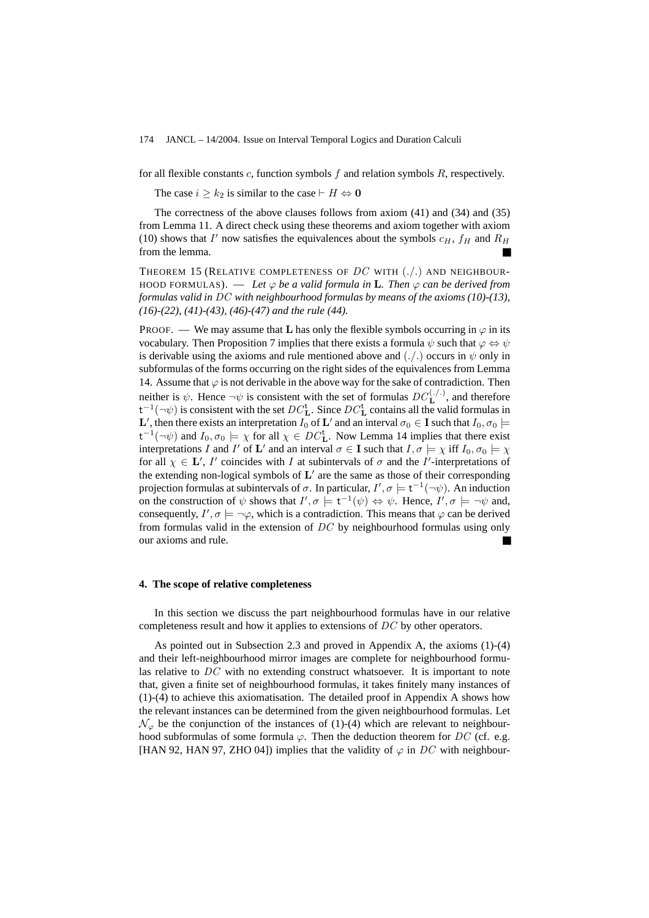for all flexible constants $c$, function symbols $f$ and relation symbols $R$, respectively.

The case $i \geq k_2$ is similar to the case $\vdash H \Leftrightarrow \mathbf{0}$

The correctness of the above clauses follows from axiom (41) and (34) and (35) from Lemma 11. A direct check using these theorems and axiom together with axiom (10) shows that $I'$ now satisfies the equivalences about the symbols $c_H$, $f_H$ and $R_H$ from the lemma. ∎

THEOREM 15 (RELATIVE COMPLETENESS OF $DC$ WITH $(./.)$ AND NEIGHBOURHOOD FORMULAS). — *Let $\varphi$ be a valid formula in $\mathbf{L}$. Then $\varphi$ can be derived from formulas valid in $DC$ with neighbourhood formulas by means of the axioms (10)-(13), (16)-(22), (41)-(43), (46)-(47) and the rule (44).*

PROOF. — We may assume that $\mathbf{L}$ has only the flexible symbols occurring in $\varphi$ in its vocabulary. Then Proposition 7 implies that there exists a formula $\psi$ such that $\varphi \Leftrightarrow \psi$ is derivable using the axioms and rule mentioned above and $(./.)$ occurs in $\psi$ only in subformulas of the forms occurring on the right sides of the equivalences from Lemma 14. Assume that $\varphi$ is not derivable in the above way for the sake of contradiction. Then neither is $\psi$. Hence $\neg\psi$ is consistent with the set of formulas $DC_{\mathbf{L}}^{(./.)}$, and therefore $\mathsf{t}^{-1}(\neg\psi)$ is consistent with the set $DC_{\mathbf{L}}^{\mathsf{t}}$. Since $DC_{\mathbf{L}}^{\mathsf{t}}$ contains all the valid formulas in $\mathbf{L}'$, then there exists an interpretation $I_0$ of $\mathbf{L}'$ and an interval $\sigma_0 \in \mathbf{I}$ such that $I_0, \sigma_0 \models \mathsf{t}^{-1}(\neg\psi)$ and $I_0, \sigma_0 \models \chi$ for all $\chi \in DC_{\mathbf{L}}^{\mathsf{t}}$. Now Lemma 14 implies that there exist interpretations $I$ and $I'$ of $\mathbf{L}'$ and an interval $\sigma \in \mathbf{I}$ such that $I, \sigma \models \chi$ iff $I_0, \sigma_0 \models \chi$ for all $\chi \in \mathbf{L}'$, $I'$ coincides with $I$ at subintervals of $\sigma$ and the $I'$-interpretations of the extending non-logical symbols of $\mathbf{L}'$ are the same as those of their corresponding projection formulas at subintervals of $\sigma$. In particular, $I', \sigma \models \mathsf{t}^{-1}(\neg\psi)$. An induction on the construction of $\psi$ shows that $I', \sigma \models \mathsf{t}^{-1}(\psi) \Leftrightarrow \psi$. Hence, $I', \sigma \models \neg\psi$ and, consequently, $I', \sigma \models \neg\varphi$, which is a contradiction. This means that $\varphi$ can be derived from formulas valid in the extension of $DC$ by neighbourhood formulas using only our axioms and rule. ∎

## 4. The scope of relative completeness

In this section we discuss the part neighbourhood formulas have in our relative completeness result and how it applies to extensions of $DC$ by other operators.

As pointed out in Subsection 2.3 and proved in Appendix A, the axioms (1)-(4) and their left-neighbourhood mirror images are complete for neighbourhood formulas relative to $DC$ with no extending construct whatsoever. It is important to note that, given a finite set of neighbourhood formulas, it takes finitely many instances of (1)-(4) to achieve this axiomatisation. The detailed proof in Appendix A shows how the relevant instances can be determined from the given neighbourhood formulas. Let $\mathcal{N}_\varphi$ be the conjunction of the instances of (1)-(4) which are relevant to neighbourhood subformulas of some formula $\varphi$. Then the deduction theorem for $DC$ (cf. e.g. [HAN 92, HAN 97, ZHO 04]) implies that the validity of $\varphi$ in $DC$ with neighbour-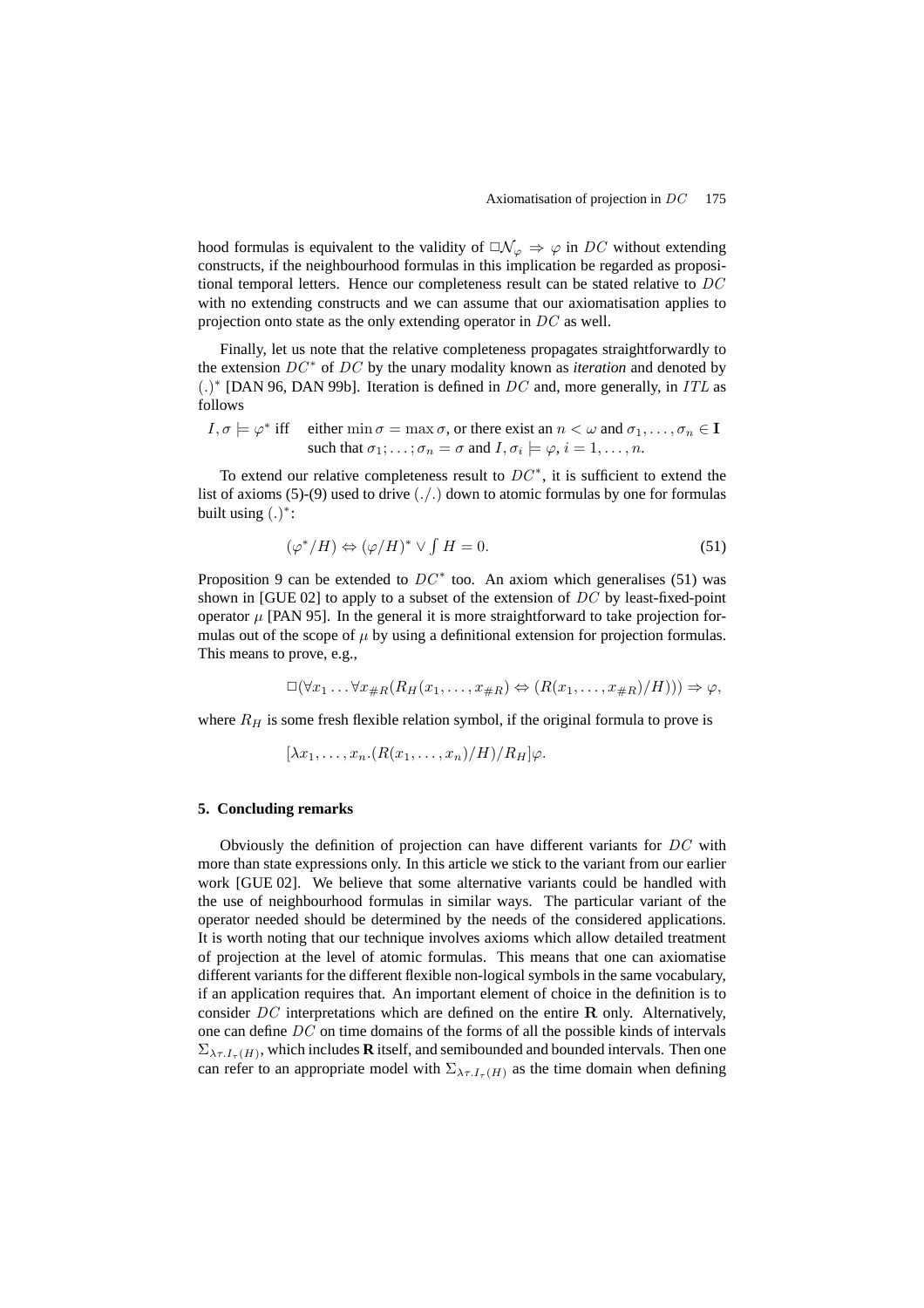hood formulas is equivalent to the validity of $\Box\mathcal{N}_\varphi \Rightarrow \varphi$ in $DC$ without extending constructs, if the neighbourhood formulas in this implication be regarded as propositional temporal letters. Hence our completeness result can be stated relative to $DC$ with no extending constructs and we can assume that our axiomatisation applies to projection onto state as the only extending operator in $DC$ as well.

Finally, let us note that the relative completeness propagates straightforwardly to the extension $DC^*$ of $DC$ by the unary modality known as *iteration* and denoted by $(.)^*$ [DAN 96, DAN 99b]. Iteration is defined in $DC$ and, more generally, in $ITL$ as follows

$I, \sigma \models \varphi^*$ iff either $\min\sigma = \max\sigma$, or there exist an $n < \omega$ and $\sigma_1, \ldots, \sigma_n \in \mathbf{I}$ such that $\sigma_1; \ldots; \sigma_n = \sigma$ and $I, \sigma_i \models \varphi$, $i = 1, \ldots, n$.

To extend our relative completeness result to $DC^*$, it is sufficient to extend the list of axioms (5)-(9) used to drive $(./.)$ down to atomic formulas by one for formulas built using $(.)^*$:

$$(\varphi^*/H) \Leftrightarrow (\varphi/H)^* \vee \textstyle\int H = 0. \tag{51}$$

Proposition 9 can be extended to $DC^*$ too. An axiom which generalises (51) was shown in [GUE 02] to apply to a subset of the extension of $DC$ by least-fixed-point operator $\mu$ [PAN 95]. In the general it is more straightforward to take projection formulas out of the scope of $\mu$ by using a definitional extension for projection formulas. This means to prove, e.g.,

$$\Box(\forall x_1 \ldots \forall x_{\#R}(R_H(x_1, \ldots, x_{\#R}) \Leftrightarrow (R(x_1, \ldots, x_{\#R})/H))) \Rightarrow \varphi,$$

where $R_H$ is some fresh flexible relation symbol, if the original formula to prove is

$$[\lambda x_1, \ldots, x_n.(R(x_1, \ldots, x_n)/H)/R_H]\varphi.$$

## 5. Concluding remarks

Obviously the definition of projection can have different variants for $DC$ with more than state expressions only. In this article we stick to the variant from our earlier work [GUE 02]. We believe that some alternative variants could be handled with the use of neighbourhood formulas in similar ways. The particular variant of the operator needed should be determined by the needs of the considered applications. It is worth noting that our technique involves axioms which allow detailed treatment of projection at the level of atomic formulas. This means that one can axiomatise different variants for the different flexible non-logical symbols in the same vocabulary, if an application requires that. An important element of choice in the definition is to consider $DC$ interpretations which are defined on the entire $\mathbf{R}$ only. Alternatively, one can define $DC$ on time domains of the forms of all the possible kinds of intervals $\Sigma_{\lambda\tau.I_\tau(H)}$, which includes $\mathbf{R}$ itself, and semibounded and bounded intervals. Then one can refer to an appropriate model with $\Sigma_{\lambda\tau.I_\tau(H)}$ as the time domain when defining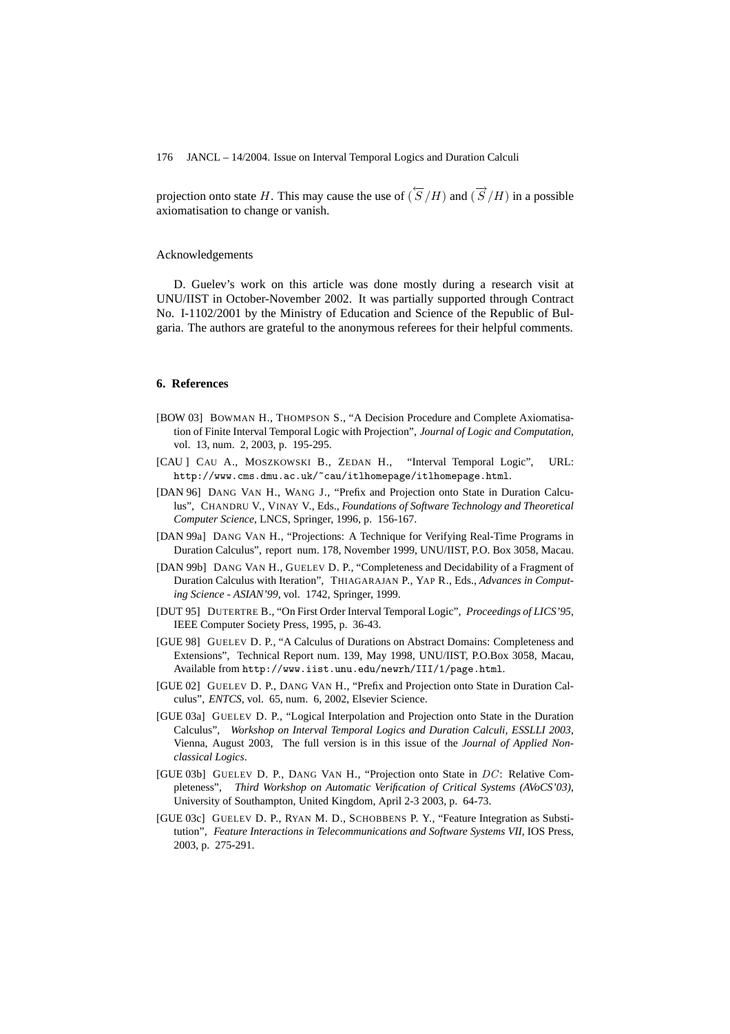projection onto state $H$. This may cause the use of $(\overleftarrow{S}/H)$ and $(\overrightarrow{S}/H)$ in a possible axiomatisation to change or vanish.

## Acknowledgements

D. Guelev's work on this article was done mostly during a research visit at UNU/IIST in October-November 2002. It was partially supported through Contract No. I-1102/2001 by the Ministry of Education and Science of the Republic of Bulgaria. The authors are grateful to the anonymous referees for their helpful comments.

## 6. References

[BOW 03] BOWMAN H., THOMPSON S., "A Decision Procedure and Complete Axiomatisation of Finite Interval Temporal Logic with Projection", *Journal of Logic and Computation*, vol. 13, num. 2, 2003, p. 195-295.

[CAU ] CAU A., MOSZKOWSKI B., ZEDAN H., "Interval Temporal Logic", URL: `http://www.cms.dmu.ac.uk/~cau/itlhomepage/itlhomepage.html`.

[DAN 96] DANG VAN H., WANG J., "Prefix and Projection onto State in Duration Calculus", CHANDRU V., VINAY V., Eds., *Foundations of Software Technology and Theoretical Computer Science*, LNCS, Springer, 1996, p. 156-167.

[DAN 99a] DANG VAN H., "Projections: A Technique for Verifying Real-Time Programs in Duration Calculus", report num. 178, November 1999, UNU/IIST, P.O. Box 3058, Macau.

[DAN 99b] DANG VAN H., GUELEV D. P., "Completeness and Decidability of a Fragment of Duration Calculus with Iteration", THIAGARAJAN P., YAP R., Eds., *Advances in Computing Science - ASIAN'99*, vol. 1742, Springer, 1999.

[DUT 95] DUTERTRE B., "On First Order Interval Temporal Logic", *Proceedings of LICS'95*, IEEE Computer Society Press, 1995, p. 36-43.

[GUE 98] GUELEV D. P., "A Calculus of Durations on Abstract Domains: Completeness and Extensions", Technical Report num. 139, May 1998, UNU/IIST, P.O.Box 3058, Macau, Available from `http://www.iist.unu.edu/newrh/III/1/page.html`.

[GUE 02] GUELEV D. P., DANG VAN H., "Prefix and Projection onto State in Duration Calculus", *ENTCS*, vol. 65, num. 6, 2002, Elsevier Science.

[GUE 03a] GUELEV D. P., "Logical Interpolation and Projection onto State in the Duration Calculus", *Workshop on Interval Temporal Logics and Duration Calculi, ESSLLI 2003*, Vienna, August 2003, The full version is in this issue of the *Journal of Applied Non-classical Logics*.

[GUE 03b] GUELEV D. P., DANG VAN H., "Projection onto State in $DC$: Relative Completeness", *Third Workshop on Automatic Verification of Critical Systems (AVoCS'03)*, University of Southampton, United Kingdom, April 2-3 2003, p. 64-73.

[GUE 03c] GUELEV D. P., RYAN M. D., SCHOBBENS P. Y., "Feature Integration as Substitution", *Feature Interactions in Telecommunications and Software Systems VII*, IOS Press, 2003, p. 275-291.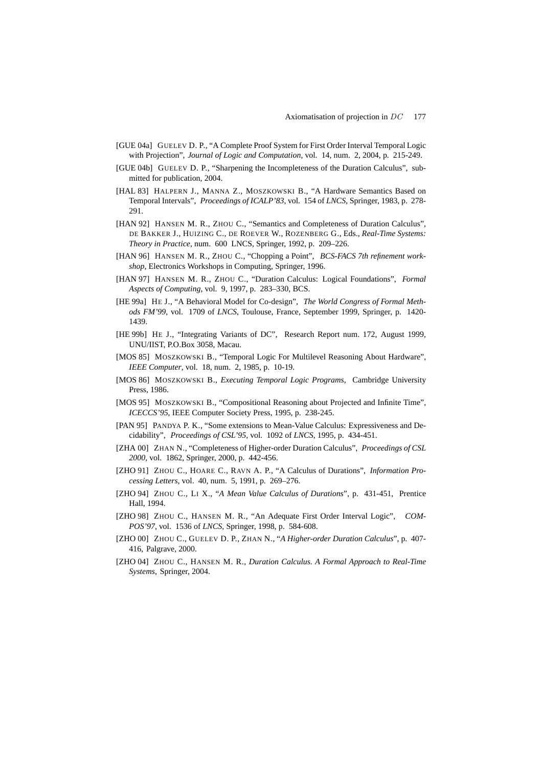[GUE 04a] GUELEV D. P., "A Complete Proof System for First Order Interval Temporal Logic with Projection", *Journal of Logic and Computation*, vol. 14, num. 2, 2004, p. 215-249.

[GUE 04b] GUELEV D. P., "Sharpening the Incompleteness of the Duration Calculus", submitted for publication, 2004.

[HAL 83] HALPERN J., MANNA Z., MOSZKOWSKI B., "A Hardware Semantics Based on Temporal Intervals", *Proceedings of ICALP'83*, vol. 154 of *LNCS*, Springer, 1983, p. 278-291.

[HAN 92] HANSEN M. R., ZHOU C., "Semantics and Completeness of Duration Calculus", DE BAKKER J., HUIZING C., DE ROEVER W., ROZENBERG G., Eds., *Real-Time Systems: Theory in Practice*, num. 600 LNCS, Springer, 1992, p. 209–226.

[HAN 96] HANSEN M. R., ZHOU C., "Chopping a Point", *BCS-FACS 7th refinement workshop*, Electronics Workshops in Computing, Springer, 1996.

[HAN 97] HANSEN M. R., ZHOU C., "Duration Calculus: Logical Foundations", *Formal Aspects of Computing*, vol. 9, 1997, p. 283–330, BCS.

[HE 99a] HE J., "A Behavioral Model for Co-design", *The World Congress of Formal Methods FM'99*, vol. 1709 of *LNCS*, Toulouse, France, September 1999, Springer, p. 1420-1439.

[HE 99b] HE J., "Integrating Variants of DC", Research Report num. 172, August 1999, UNU/IIST, P.O.Box 3058, Macau.

[MOS 85] MOSZKOWSKI B., "Temporal Logic For Multilevel Reasoning About Hardware", *IEEE Computer*, vol. 18, num. 2, 1985, p. 10-19.

[MOS 86] MOSZKOWSKI B., *Executing Temporal Logic Programs*, Cambridge University Press, 1986.

[MOS 95] MOSZKOWSKI B., "Compositional Reasoning about Projected and Infinite Time", *ICECCS'95*, IEEE Computer Society Press, 1995, p. 238-245.

[PAN 95] PANDYA P. K., "Some extensions to Mean-Value Calculus: Expressiveness and Decidability", *Proceedings of CSL'95*, vol. 1092 of *LNCS*, 1995, p. 434-451.

[ZHA 00] ZHAN N., "Completeness of Higher-order Duration Calculus", *Proceedings of CSL 2000*, vol. 1862, Springer, 2000, p. 442-456.

[ZHO 91] ZHOU C., HOARE C., RAVN A. P., "A Calculus of Durations", *Information Processing Letters*, vol. 40, num. 5, 1991, p. 269–276.

[ZHO 94] ZHOU C., LI X., "*A Mean Value Calculus of Durations*", p. 431-451, Prentice Hall, 1994.

[ZHO 98] ZHOU C., HANSEN M. R., "An Adequate First Order Interval Logic", *COMPOS'97*, vol. 1536 of *LNCS*, Springer, 1998, p. 584-608.

[ZHO 00] ZHOU C., GUELEV D. P., ZHAN N., "*A Higher-order Duration Calculus*", p. 407-416, Palgrave, 2000.

[ZHO 04] ZHOU C., HANSEN M. R., *Duration Calculus. A Formal Approach to Real-Time Systems*, Springer, 2004.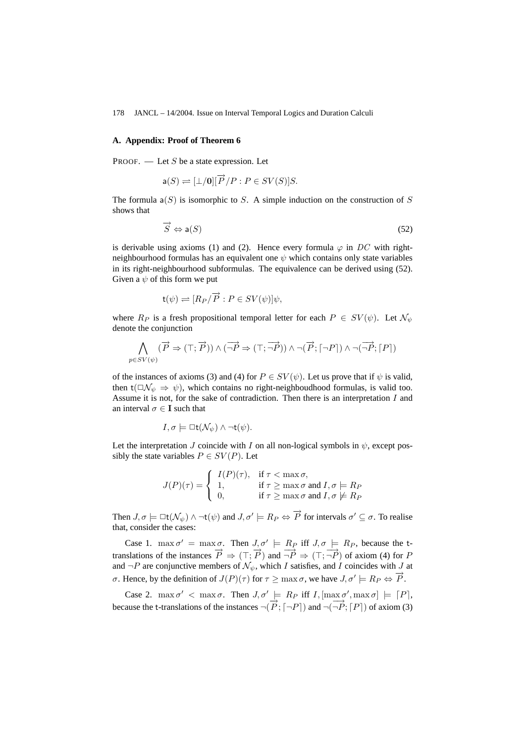## A. Appendix: Proof of Theorem 6

PROOF. — Let $S$ be a state expression. Let

$$\mathsf{a}(S) \rightleftharpoons [\bot/\mathbf{0}][\overrightarrow{P}/P : P \in SV(S)]S.$$

The formula $\mathsf{a}(S)$ is isomorphic to $S$. A simple induction on the construction of $S$ shows that

$$\overrightarrow{S} \Leftrightarrow \mathsf{a}(S) \tag{52}$$

is derivable using axioms (1) and (2). Hence every formula $\varphi$ in $DC$ with right-neighbourhood formulas has an equivalent one $\psi$ which contains only state variables in its right-neighbourhood subformulas. The equivalence can be derived using (52). Given a $\psi$ of this form we put

$$\mathsf{t}(\psi) \rightleftharpoons [R_P/\overrightarrow{P} : P \in SV(\psi)]\psi,$$

where $R_P$ is a fresh propositional temporal letter for each $P \in SV(\psi)$. Let $\mathcal{N}_\psi$ denote the conjunction

$$\bigwedge_{p \in SV(\psi)} (\overrightarrow{P} \Rightarrow (\top; \overrightarrow{P})) \wedge (\overrightarrow{\neg P} \Rightarrow (\top; \overrightarrow{\neg P})) \wedge \neg(\overrightarrow{P}; \lceil \neg P \rceil) \wedge \neg(\overrightarrow{\neg P}; \lceil P \rceil)$$

of the instances of axioms (3) and (4) for $P \in SV(\psi)$. Let us prove that if $\psi$ is valid, then $\mathsf{t}(\Box\mathcal{N}_\psi \Rightarrow \psi)$, which contains no right-neighboudhood formulas, is valid too. Assume it is not, for the sake of contradiction. Then there is an interpretation $I$ and an interval $\sigma \in \mathbf{I}$ such that

$$I, \sigma \models \Box\mathsf{t}(\mathcal{N}_\psi) \wedge \neg\mathsf{t}(\psi).$$

Let the interpretation $J$ coincide with $I$ on all non-logical symbols in $\psi$, except possibly the state variables $P \in SV(P)$. Let

$$J(P)(\tau) = \begin{cases} I(P)(\tau), & \text{if } \tau < \max\sigma, \\ 1, & \text{if } \tau \geq \max\sigma \text{ and } I, \sigma \models R_P \\ 0, & \text{if } \tau \geq \max\sigma \text{ and } I, \sigma \not\models R_P \end{cases}$$

Then $J, \sigma \models \Box\mathsf{t}(\mathcal{N}_\psi) \wedge \neg\mathsf{t}(\psi)$ and $J, \sigma' \models R_P \Leftrightarrow \overrightarrow{P}$ for intervals $\sigma' \subseteq \sigma$. To realise that, consider the cases:

Case 1. $\max\sigma' = \max\sigma$. Then $J, \sigma' \models R_P$ iff $J, \sigma \models R_P$, because the $\mathsf{t}$-translations of the instances $\overrightarrow{P} \Rightarrow (\top; \overrightarrow{P})$ and $\overrightarrow{\neg P} \Rightarrow (\top; \overrightarrow{\neg P})$ of axiom (4) for $P$ and $\neg P$ are conjunctive members of $\mathcal{N}_\psi$, which $I$ satisfies, and $I$ coincides with $J$ at $\sigma$. Hence, by the definition of $J(P)(\tau)$ for $\tau \geq \max\sigma$, we have $J, \sigma' \models R_P \Leftrightarrow \overrightarrow{P}$.

Case 2. $\max\sigma' < \max\sigma$. Then $J, \sigma' \models R_P$ iff $I, [\max\sigma', \max\sigma] \models \lceil P \rceil$, because the $\mathsf{t}$-translations of the instances $\neg(\overrightarrow{P}; \lceil \neg P \rceil)$ and $\neg(\overrightarrow{\neg P}; \lceil P \rceil)$ of axiom (3)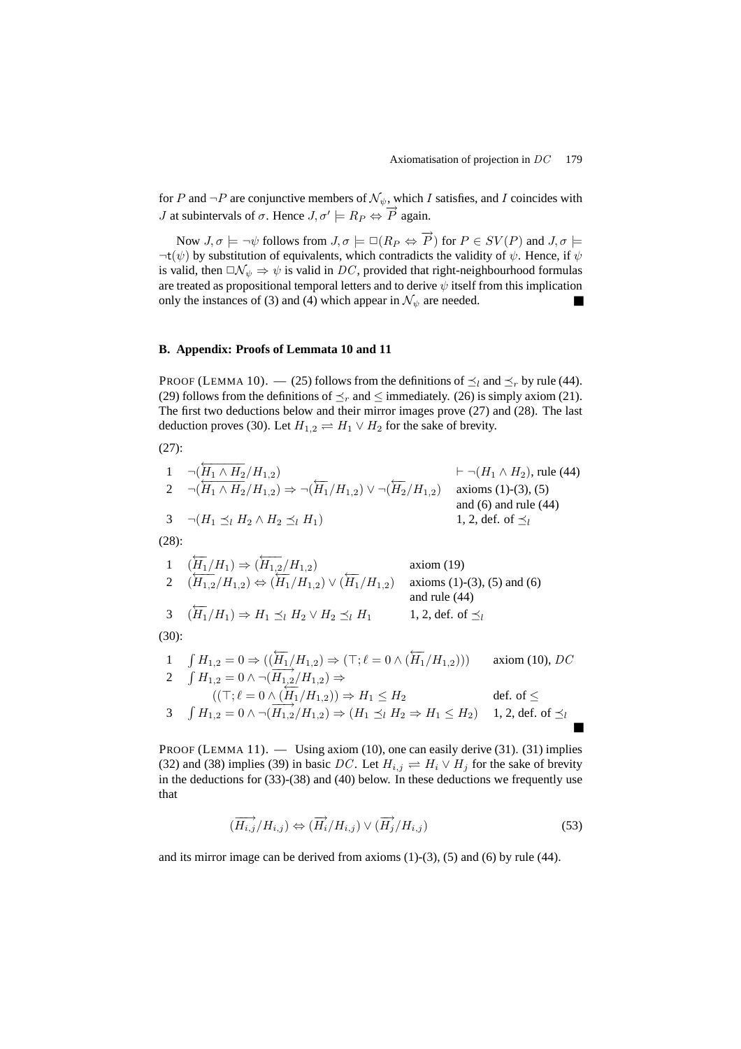for $P$ and $\neg P$ are conjunctive members of $\mathcal{N}_\psi$, which $I$ satisfies, and $I$ coincides with $J$ at subintervals of $\sigma$. Hence $J, \sigma' \models R_P \Leftrightarrow \overrightarrow{P}$ again.

Now $J, \sigma \models \neg\psi$ follows from $J, \sigma \models \Box(R_P \Leftrightarrow \overrightarrow{P})$ for $P \in SV(P)$ and $J, \sigma \models \neg \mathsf{t}(\psi)$ by substitution of equivalents, which contradicts the validity of $\psi$. Hence, if $\psi$ is valid, then $\Box\mathcal{N}_\psi \Rightarrow \psi$ is valid in $DC$, provided that right-neighbourhood formulas are treated as propositional temporal letters and to derive $\psi$ itself from this implication only the instances of (3) and (4) which appear in $\mathcal{N}_\psi$ are needed. ∎

## B. Appendix: Proofs of Lemmata 10 and 11

PROOF (LEMMA 10). — (25) follows from the definitions of $\preceq_l$ and $\preceq_r$ by rule (44). (29) follows from the definitions of $\preceq_r$ and $\leq$ immediately. (26) is simply axiom (21). The first two deductions below and their mirror images prove (27) and (28). The last deduction proves (30). Let $H_{1,2} \rightleftharpoons H_1 \vee H_2$ for the sake of brevity.

(27):

| | | |
|---|---|---|
| 1 | $\neg(\overleftarrow{H_1 \wedge H_2}/H_{1,2})$ | $\vdash \neg(H_1 \wedge H_2)$, rule (44) |
| 2 | $\neg(\overleftarrow{H_1 \wedge H_2}/H_{1,2}) \Rightarrow \neg(\overleftarrow{H_1}/H_{1,2}) \vee \neg(\overleftarrow{H_2}/H_{1,2})$ | axioms (1)-(3), (5) and (6) and rule (44) |
| 3 | $\neg(H_1 \preceq_l H_2 \wedge H_2 \preceq_l H_1)$ | 1, 2, def. of $\preceq_l$ |

(28):

| | | |
|---|---|---|
| 1 | $(\overleftarrow{H_1}/H_1) \Rightarrow (\overleftarrow{H_{1,2}}/H_{1,2})$ | axiom (19) |
| 2 | $(\overleftarrow{H_{1,2}}/H_{1,2}) \Leftrightarrow (\overleftarrow{H_1}/H_{1,2}) \vee (\overleftarrow{H_1}/H_{1,2})$ | axioms (1)-(3), (5) and (6) and rule (44) |
| 3 | $(\overleftarrow{H_1}/H_1) \Rightarrow H_1 \preceq_l H_2 \vee H_2 \preceq_l H_1$ | 1, 2, def. of $\preceq_l$ |

(30):

| | | |
|---|---|---|
| 1 | $\int H_{1,2} = 0 \Rightarrow ((\overleftarrow{H_1}/H_{1,2}) \Rightarrow (\top; \ell = 0 \wedge (\overleftarrow{H_1}/H_{1,2})))$ | axiom (10), $DC$ |
| 2 | $\int H_{1,2} = 0 \wedge \neg(\overrightarrow{H_{1,2}}/H_{1,2}) \Rightarrow$ $((\top; \ell = 0 \wedge (\overleftarrow{H_1}/H_{1,2})) \Rightarrow H_1 \leq H_2$ | def. of $\leq$ |
| 3 | $\int H_{1,2} = 0 \wedge \neg(\overrightarrow{H_{1,2}}/H_{1,2}) \Rightarrow (H_1 \preceq_l H_2 \Rightarrow H_1 \leq H_2)$ | 1, 2, def. of $\preceq_l$ |

∎

PROOF (LEMMA 11). — Using axiom (10), one can easily derive (31). (31) implies (32) and (38) implies (39) in basic $DC$. Let $H_{i,j} \rightleftharpoons H_i \vee H_j$ for the sake of brevity in the deductions for (33)-(38) and (40) below. In these deductions we frequently use that

$$(\overrightarrow{H_{i,j}}/H_{i,j}) \Leftrightarrow (\overrightarrow{H_i}/H_{i,j}) \vee (\overrightarrow{H_j}/H_{i,j}) \tag{53}$$

and its mirror image can be derived from axioms (1)-(3), (5) and (6) by rule (44).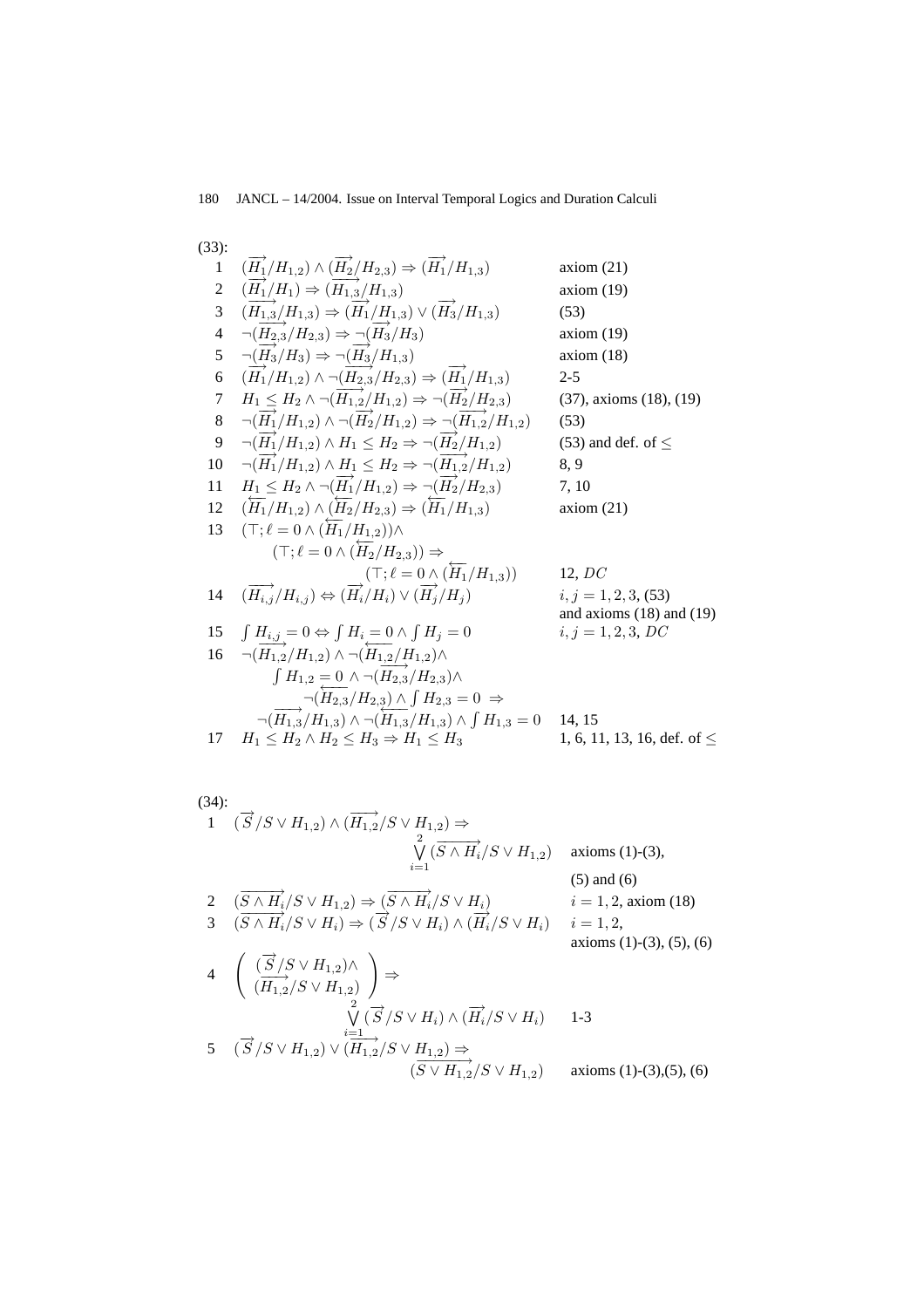(33):

| | | |
|---|---|---|
| 1 | $(\overrightarrow{H_1}/H_{1,2}) \wedge (\overrightarrow{H_2}/H_{2,3}) \Rightarrow (\overrightarrow{H_1}/H_{1,3})$ | axiom (21) |
| 2 | $(\overrightarrow{H_1}/H_1) \Rightarrow (\overrightarrow{H_{1,3}}/H_{1,3})$ | axiom (19) |
| 3 | $(\overrightarrow{H_{1,3}}/H_{1,3}) \Rightarrow (\overrightarrow{H_1}/H_{1,3}) \vee (\overrightarrow{H_3}/H_{1,3})$ | (53) |
| 4 | $\neg(\overrightarrow{H_{2,3}}/H_{2,3}) \Rightarrow \neg(\overrightarrow{H_3}/H_3)$ | axiom (19) |
| 5 | $\neg(\overrightarrow{H_3}/H_3) \Rightarrow \neg(\overrightarrow{H_3}/H_{1,3})$ | axiom (18) |
| 6 | $(\overrightarrow{H_1}/H_{1,2}) \wedge \neg(\overrightarrow{H_{2,3}}/H_{2,3}) \Rightarrow (\overrightarrow{H_1}/H_{1,3})$ | 2-5 |
| 7 | $H_1 \leq H_2 \wedge \neg(\overrightarrow{H_{1,2}}/H_{1,2}) \Rightarrow \neg(\overrightarrow{H_2}/H_{2,3})$ | (37), axioms (18), (19) |
| 8 | $\neg(\overrightarrow{H_1}/H_{1,2}) \wedge \neg(\overrightarrow{H_2}/H_{1,2}) \Rightarrow \neg(\overrightarrow{H_{1,2}}/H_{1,2})$ | (53) |
| 9 | $\neg(\overrightarrow{H_1}/H_{1,2}) \wedge H_1 \leq H_2 \Rightarrow \neg(\overrightarrow{H_2}/H_{1,2})$ | (53) and def. of $\leq$ |
| 10 | $\neg(\overrightarrow{H_1}/H_{1,2}) \wedge H_1 \leq H_2 \Rightarrow \neg(\overrightarrow{H_{1,2}}/H_{1,2})$ | 8, 9 |
| 11 | $H_1 \leq H_2 \wedge \neg(\overrightarrow{H_1}/H_{1,2}) \Rightarrow \neg(\overrightarrow{H_2}/H_{2,3})$ | 7, 10 |
| 12 | $(\overleftarrow{H_1}/H_{1,2}) \wedge (\overleftarrow{H_2}/H_{2,3}) \Rightarrow (\overleftarrow{H_1}/H_{1,3})$ | axiom (21) |
| 13 | $(\top; \ell = 0 \wedge (\overleftarrow{H_1}/H_{1,2})) \wedge$ $(\top; \ell = 0 \wedge (\overleftarrow{H_2}/H_{2,3})) \Rightarrow$ $(\top; \ell = 0 \wedge (\overleftarrow{H_1}/H_{1,3}))$ | 12, $DC$ |
| 14 | $(\overrightarrow{H_{i,j}}/H_{i,j}) \Leftrightarrow (\overrightarrow{H_i}/H_i) \vee (\overrightarrow{H_j}/H_j)$ | $i, j = 1, 2, 3$, (53) and axioms (18) and (19) |
| 15 | $\int H_{i,j} = 0 \Leftrightarrow \int H_i = 0 \wedge \int H_j = 0$ | $i, j = 1, 2, 3$, $DC$ |
| 16 | $\neg(\overrightarrow{H_{1,2}}/H_{1,2}) \wedge \neg(\overleftarrow{H_{1,2}}/H_{1,2}) \wedge$ $\int H_{1,2} = 0 \wedge \neg(\overrightarrow{H_{2,3}}/H_{2,3}) \wedge$ $\neg(\overleftarrow{H_{2,3}}/H_{2,3}) \wedge \int H_{2,3} = 0 \Rightarrow$ $\neg(\overrightarrow{H_{1,3}}/H_{1,3}) \wedge \neg(\overleftarrow{H_{1,3}}/H_{1,3}) \wedge \int H_{1,3} = 0$ | 14, 15 |
| 17 | $H_1 \leq H_2 \wedge H_2 \leq H_3 \Rightarrow H_1 \leq H_3$ | 1, 6, 11, 13, 16, def. of $\leq$ |

(34):

| | | |
|---|---|---|
| 1 | $(\overrightarrow{S}/S \vee H_{1,2}) \wedge (\overrightarrow{H_{1,2}}/S \vee H_{1,2}) \Rightarrow$ $\bigvee_{i=1}^{2} (\overrightarrow{S \wedge H_i}/S \vee H_{1,2})$ | axioms (1)-(3), (5) and (6) |
| 2 | $(\overrightarrow{S \wedge H_i}/S \vee H_{1,2}) \Rightarrow (\overrightarrow{S \wedge H_i}/S \vee H_i)$ | $i = 1, 2$, axiom (18) |
| 3 | $(\overrightarrow{S \wedge H_i}/S \vee H_i) \Rightarrow (\overrightarrow{S}/S \vee H_i) \wedge (\overrightarrow{H_i}/S \vee H_i)$ | $i = 1, 2$, axioms (1)-(3), (5), (6) |
| 4 | $\left( \begin{array}{l} (\overrightarrow{S}/S \vee H_{1,2}) \wedge \\ (\overrightarrow{H_{1,2}}/S \vee H_{1,2}) \end{array} \right) \Rightarrow$ $\bigvee_{i=1}^{2} (\overrightarrow{S}/S \vee H_i) \wedge (\overrightarrow{H_i}/S \vee H_i)$ | 1-3 |
| 5 | $(\overrightarrow{S}/S \vee H_{1,2}) \vee (\overrightarrow{H_{1,2}}/S \vee H_{1,2}) \Rightarrow$ $(\overrightarrow{S \vee H_{1,2}}/S \vee H_{1,2})$ | axioms (1)-(3),(5), (6) |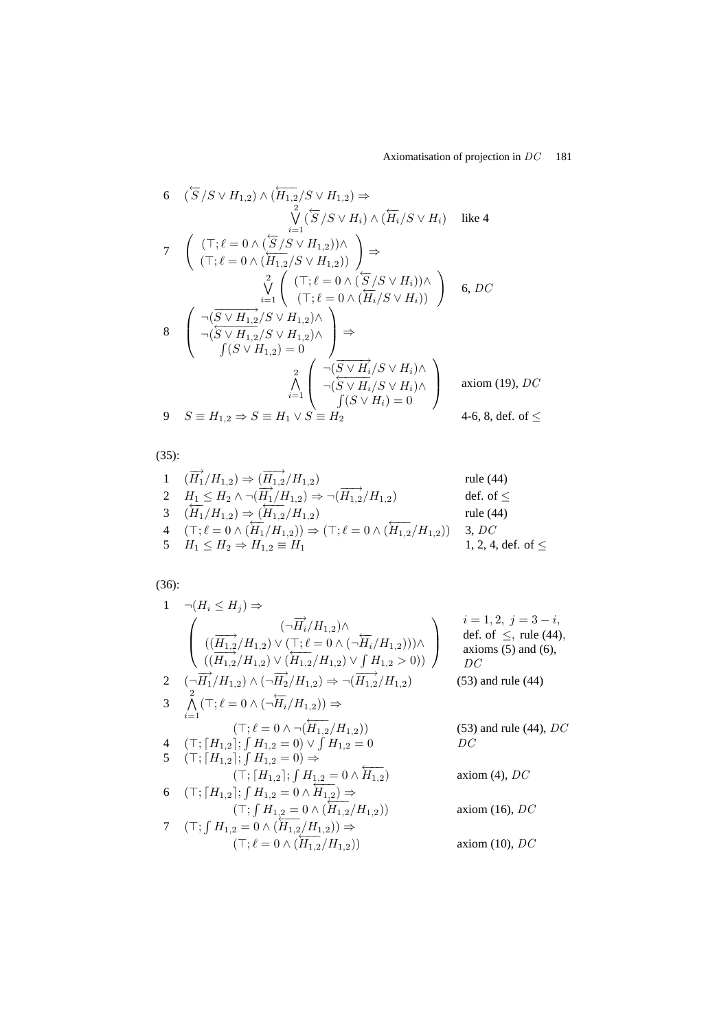| | | |
|---|---|---|
| 6 | $(\overleftarrow{S}/S \vee H_{1,2}) \wedge (\overleftarrow{H_{1,2}}/S \vee H_{1,2}) \Rightarrow$ $\bigvee_{i=1}^{2} (\overleftarrow{S}/S \vee H_i) \wedge (\overleftarrow{H_i}/S \vee H_i)$ | like 4 |
| 7 | $\left(\begin{array}{c}(\top; \ell = 0 \wedge (\overleftarrow{S}/S \vee H_{1,2}))\wedge \\ (\top; \ell = 0 \wedge (\overleftarrow{H_{1,2}}/S \vee H_{1,2}))\end{array}\right) \Rightarrow$ $\bigvee_{i=1}^{2} \left(\begin{array}{c}(\top; \ell = 0 \wedge (\overleftarrow{S}/S \vee H_i))\wedge \\ (\top; \ell = 0 \wedge (\overleftarrow{H_i}/S \vee H_i))\end{array}\right)$ | 6, $DC$ |
| 8 | $\left(\begin{array}{c}\neg(\overrightarrow{S \vee H_{1,2}}/S \vee H_{1,2})\wedge \\ \neg(\overleftarrow{S \vee H_{1,2}}/S \vee H_{1,2})\wedge \\ \int(S \vee H_{1,2}) = 0\end{array}\right) \Rightarrow$ $\bigwedge_{i=1}^{2} \left(\begin{array}{c}\neg(\overrightarrow{S \vee H_i}/S \vee H_i)\wedge \\ \neg(\overleftarrow{S \vee H_i}/S \vee H_i)\wedge \\ \int(S \vee H_i) = 0\end{array}\right)$ | axiom (19), $DC$ |
| 9 | $S \equiv H_{1,2} \Rightarrow S \equiv H_1 \vee S \equiv H_2$ | 4-6, 8, def. of $\leq$ |

(35):

| | | |
|---|---|---|
| 1 | $(\overrightarrow{H_1}/H_{1,2}) \Rightarrow (\overrightarrow{H_{1,2}}/H_{1,2})$ | rule (44) |
| 2 | $H_1 \leq H_2 \wedge \neg(\overrightarrow{H_1}/H_{1,2}) \Rightarrow \neg(\overrightarrow{H_{1,2}}/H_{1,2})$ | def. of $\leq$ |
| 3 | $(\overleftarrow{H_1}/H_{1,2}) \Rightarrow (\overleftarrow{H_{1,2}}/H_{1,2})$ | rule (44) |
| 4 | $(\top; \ell = 0 \wedge (\overleftarrow{H_1}/H_{1,2})) \Rightarrow (\top; \ell = 0 \wedge (\overleftarrow{H_{1,2}}/H_{1,2}))$ | 3, $DC$ |
| 5 | $H_1 \leq H_2 \Rightarrow H_{1,2} \equiv H_1$ | 1, 2, 4, def. of $\leq$ |

(36):

| | | |
|---|---|---|
| 1 | $\neg(H_i \leq H_j) \Rightarrow$ $\left(\begin{array}{c}(\neg\overrightarrow{H_i}/H_{1,2})\wedge \\ ((\overrightarrow{H_{1,2}}/H_{1,2}) \vee (\top; \ell = 0 \wedge (\neg\overleftarrow{H_i}/H_{1,2})))\wedge \\ ((\overrightarrow{H_{1,2}}/H_{1,2}) \vee (\overleftarrow{H_{1,2}}/H_{1,2}) \vee \int H_{1,2} > 0))\end{array}\right)$ | $i = 1, 2,\ j = 3 - i$, def. of $\leq$, rule (44), axioms (5) and (6), $DC$ |
| 2 | $(\neg\overrightarrow{H_1}/H_{1,2}) \wedge (\neg\overrightarrow{H_2}/H_{1,2}) \Rightarrow \neg(\overrightarrow{H_{1,2}}/H_{1,2})$ | (53) and rule (44) |
| 3 | $\bigwedge_{i=1}^{2} (\top; \ell = 0 \wedge (\neg\overleftarrow{H_i}/H_{1,2})) \Rightarrow$ $(\top; \ell = 0 \wedge \neg(\overleftarrow{H_{1,2}}/H_{1,2}))$ | (53) and rule (44), $DC$ |
| 4 | $(\top; \lceil H_{1,2} \rceil; \int H_{1,2} = 0) \vee \int H_{1,2} = 0$ | $DC$ |
| 5 | $(\top; \lceil H_{1,2} \rceil; \int H_{1,2} = 0) \Rightarrow$ $(\top; \lceil H_{1,2} \rceil; \int H_{1,2} = 0 \wedge \overleftarrow{H_{1,2}})$ | axiom (4), $DC$ |
| 6 | $(\top; \lceil H_{1,2} \rceil; \int H_{1,2} = 0 \wedge \overleftarrow{H_{1,2}}) \Rightarrow$ $(\top; \int H_{1,2} = 0 \wedge (\overleftarrow{H_{1,2}}/H_{1,2}))$ | axiom (16), $DC$ |
| 7 | $(\top; \int H_{1,2} = 0 \wedge (\overleftarrow{H_{1,2}}/H_{1,2})) \Rightarrow$ $(\top; \ell = 0 \wedge (\overleftarrow{H_{1,2}}/H_{1,2}))$ | axiom (10), $DC$ |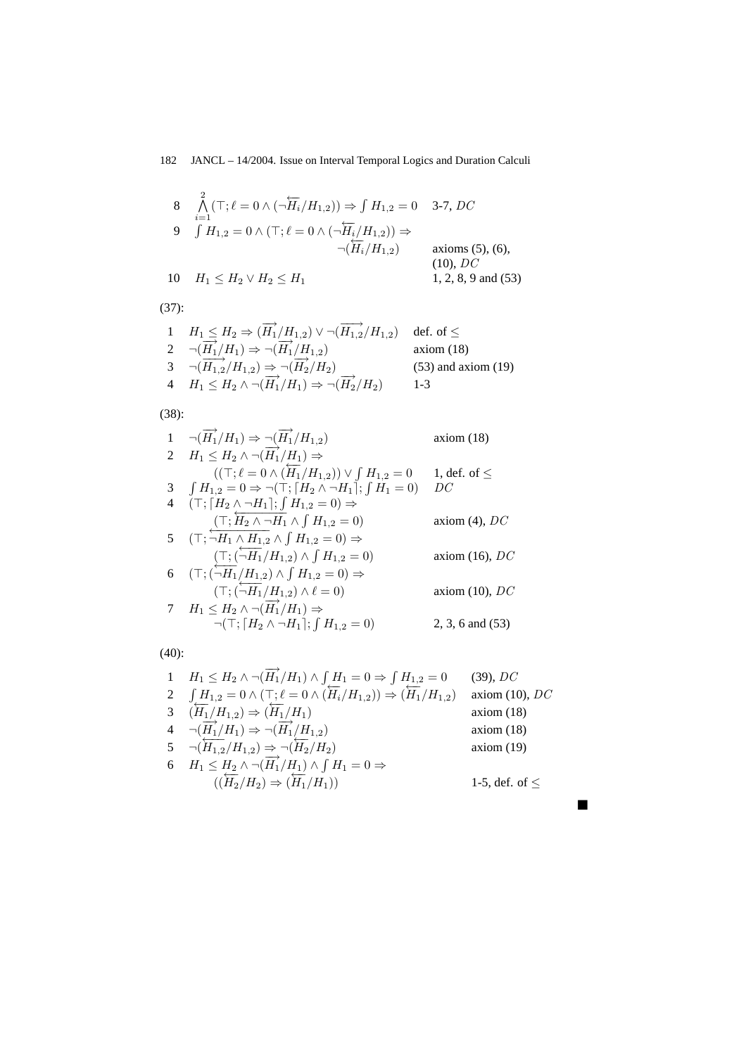| | | |
|---|---|---|
| 8 | $\bigwedge_{i=1}^{2}(\top;\ell=0\wedge(\neg\overleftarrow{H_i}/H_{1,2}))\Rightarrow\int H_{1,2}=0$ | 3-7, $DC$ |
| 9 | $\int H_{1,2}=0\wedge(\top;\ell=0\wedge(\neg\overleftarrow{H_i}/H_{1,2}))\Rightarrow$ $\neg(\overleftarrow{H_i}/H_{1,2})$ | axioms (5), (6), (10), $DC$ |
| 10 | $H_1\leq H_2\vee H_2\leq H_1$ | 1, 2, 8, 9 and (53) |

(37):

| | | |
|---|---|---|
| 1 | $H_1\leq H_2\Rightarrow(\overrightarrow{H_1}/H_{1,2})\vee\neg(\overrightarrow{H_{1,2}}/H_{1,2})$ | def. of $\leq$ |
| 2 | $\neg(\overrightarrow{H_1}/H_1)\Rightarrow\neg(\overrightarrow{H_1}/H_{1,2})$ | axiom (18) |
| 3 | $\neg(\overrightarrow{H_{1,2}}/H_{1,2})\Rightarrow\neg(\overrightarrow{H_2}/H_2)$ | (53) and axiom (19) |
| 4 | $H_1\leq H_2\wedge\neg(\overrightarrow{H_1}/H_1)\Rightarrow\neg(\overrightarrow{H_2}/H_2)$ | 1-3 |

(38):

| | | |
|---|---|---|
| 1 | $\neg(\overrightarrow{H_1}/H_1)\Rightarrow\neg(\overrightarrow{H_1}/H_{1,2})$ | axiom (18) |
| 2 | $H_1\leq H_2\wedge\neg(\overrightarrow{H_1}/H_1)\Rightarrow$ $((\top;\ell=0\wedge(\overleftarrow{H_1}/H_{1,2}))\vee\int H_{1,2}=0$ | 1, def. of $\leq$ |
| 3 | $\int H_{1,2}=0\Rightarrow\neg(\top;\lceil H_2\wedge\neg H_1\rceil;\int H_1=0)$ | $DC$ |
| 4 | $(\top;\lceil H_2\wedge\neg H_1\rceil;\int H_{1,2}=0)\Rightarrow$ $(\top;\overleftarrow{H_2\wedge\neg H_1}\wedge\int H_{1,2}=0)$ | axiom (4), $DC$ |
| 5 | $(\top;\overleftarrow{\neg H_1\wedge H_{1,2}}\wedge\int H_{1,2}=0)\Rightarrow$ $(\top;(\overleftarrow{\neg H_1}/H_{1,2})\wedge\int H_{1,2}=0)$ | axiom (16), $DC$ |
| 6 | $(\top;(\overleftarrow{\neg H_1}/H_{1,2})\wedge\int H_{1,2}=0)\Rightarrow$ $(\top;(\overleftarrow{\neg H_1}/H_{1,2})\wedge\ell=0)$ | axiom (10), $DC$ |
| 7 | $H_1\leq H_2\wedge\neg(\overrightarrow{H_1}/H_1)\Rightarrow$ $\neg(\top;\lceil H_2\wedge\neg H_1\rceil;\int H_{1,2}=0)$ | 2, 3, 6 and (53) |

(40):

| | | |
|---|---|---|
| 1 | $H_1\leq H_2\wedge\neg(\overrightarrow{H_1}/H_1)\wedge\int H_1=0\Rightarrow\int H_{1,2}=0$ | (39), $DC$ |
| 2 | $\int H_{1,2}=0\wedge(\top;\ell=0\wedge(\overleftarrow{H_i}/H_{1,2}))\Rightarrow(\overleftarrow{H_1}/H_{1,2})$ | axiom (10), $DC$ |
| 3 | $(\overleftarrow{H_1}/H_{1,2})\Rightarrow(\overleftarrow{H_1}/H_1)$ | axiom (18) |
| 4 | $\neg(\overrightarrow{H_1}/H_1)\Rightarrow\neg(\overrightarrow{H_1}/H_{1,2})$ | axiom (18) |
| 5 | $\neg(\overleftarrow{H_{1,2}}/H_{1,2})\Rightarrow\neg(\overleftarrow{H_2}/H_2)$ | axiom (19) |
| 6 | $H_1\leq H_2\wedge\neg(\overrightarrow{H_1}/H_1)\wedge\int H_1=0\Rightarrow$ $((\overleftarrow{H_2}/H_2)\Rightarrow(\overleftarrow{H_1}/H_1))$ | 1-5, def. of $\leq$ |

■